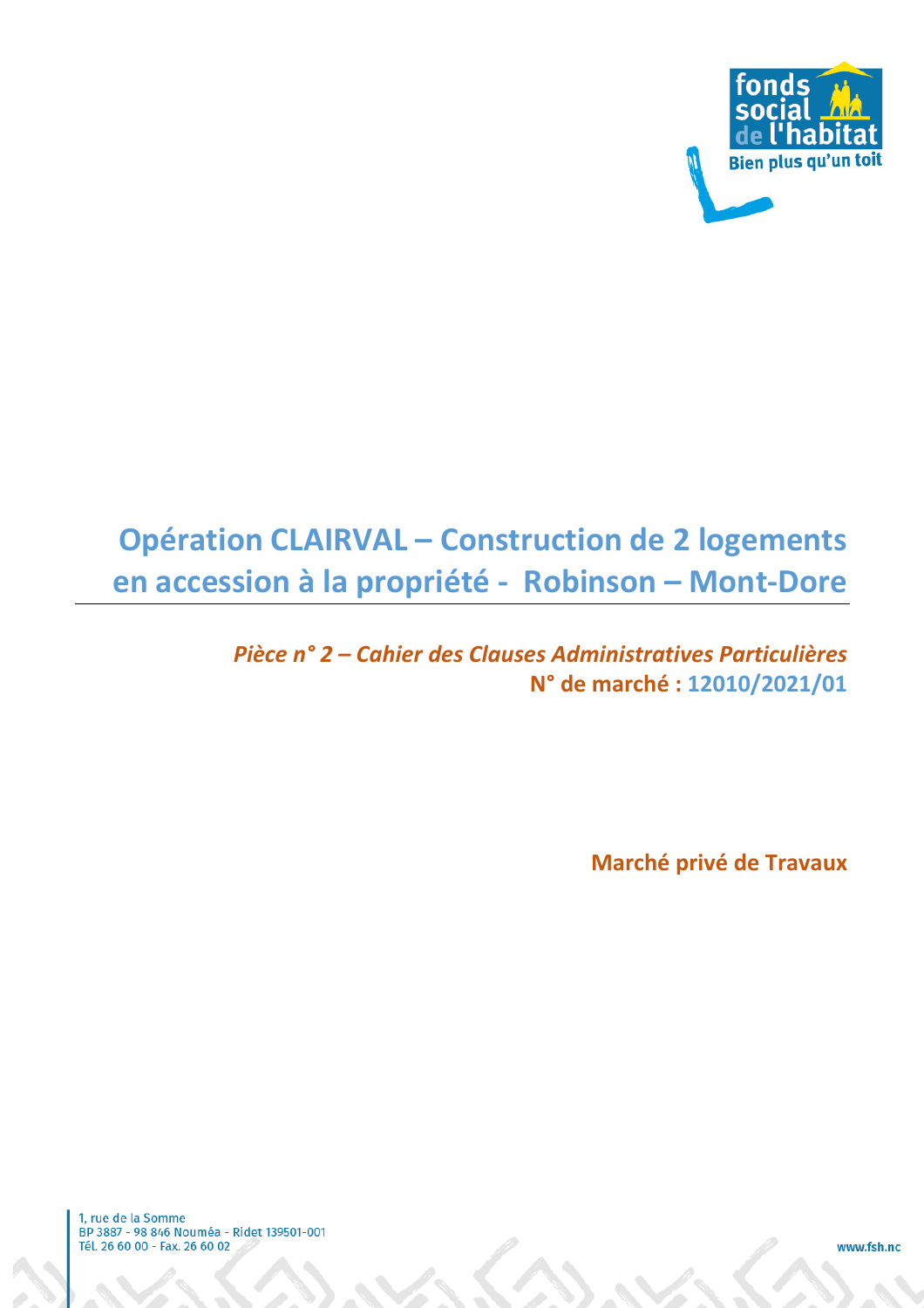# Opération CLAIRVAL – Construction de 2 logements en accession à la propriété - Robinson – Mont-Dore

***Pièce n° 2 – Cahier des Clauses Administratives Particulières***

**N° de marché : 12010/2021/01**

**Marché privé de Travaux**

1, rue de la Somme
BP 3887 - 98 846 Nouméa - Ridet 139501-001
Tél. 26 60 00 - Fax. 26 60 02

www.fsh.nc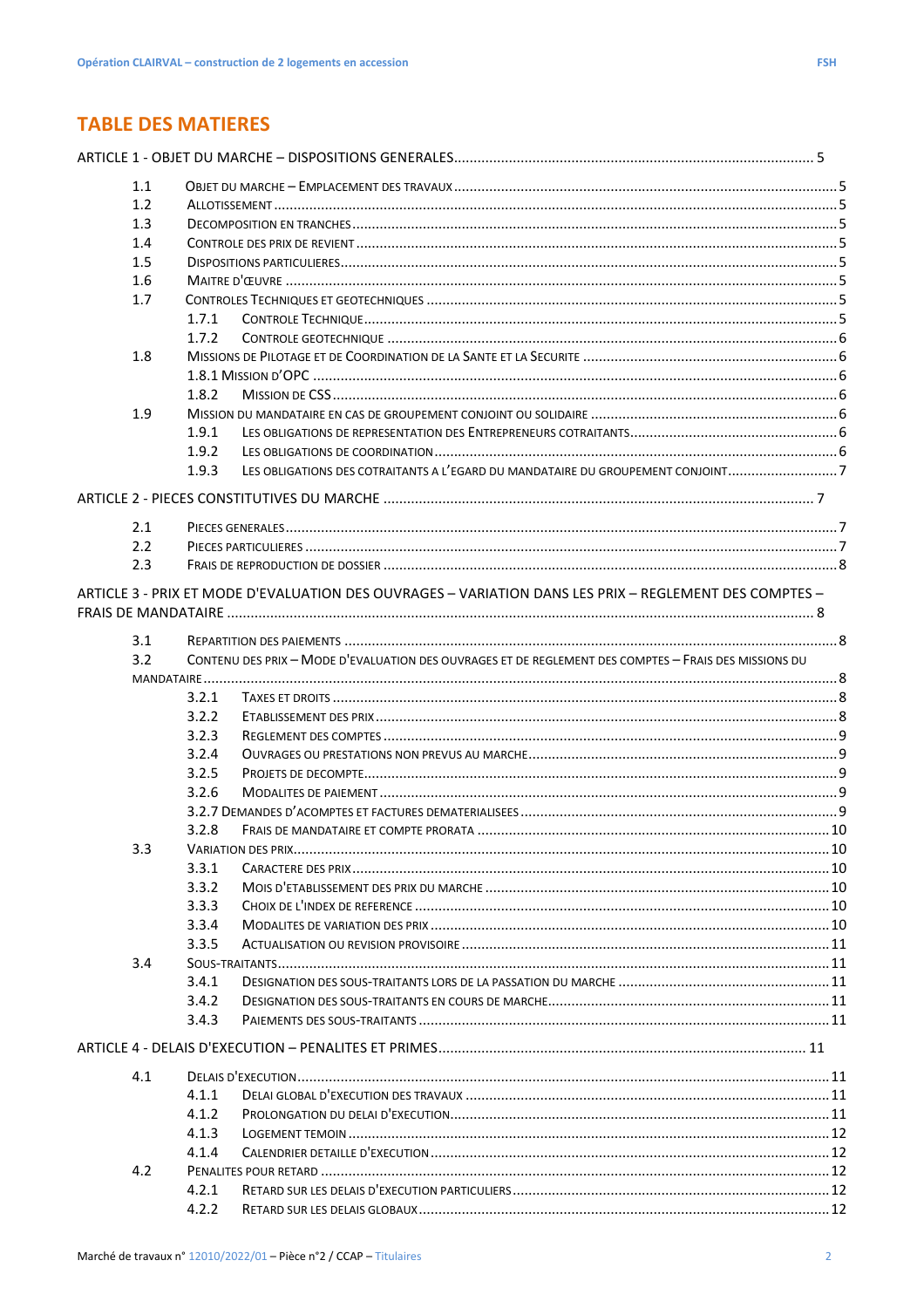# TABLE DES MATIERES

ARTICLE 1 - OBJET DU MARCHE – DISPOSITIONS GENERALES.......................................................................... 5

- 1.1 OBJET DU MARCHE – EMPLACEMENT DES TRAVAUX ....... 5
- 1.2 ALLOTISSEMENT ....... 5
- 1.3 DECOMPOSITION EN TRANCHES ....... 5
- 1.4 CONTROLE DES PRIX DE REVIENT ....... 5
- 1.5 DISPOSITIONS PARTICULIERES ....... 5
- 1.6 MAITRE D'ŒUVRE ....... 5
- 1.7 CONTROLES TECHNIQUES ET GEOTECHNIQUES ....... 5
  - 1.7.1 CONTROLE TECHNIQUE ....... 5
  - 1.7.2 CONTROLE GEOTECHNIQUE ....... 6
- 1.8 MISSIONS DE PILOTAGE ET DE COORDINATION DE LA SANTE ET LA SECURITE ....... 6
  - 1.8.1 MISSION D'OPC ....... 6
  - 1.8.2 MISSION DE CSS ....... 6
- 1.9 MISSION DU MANDATAIRE EN CAS DE GROUPEMENT CONJOINT OU SOLIDAIRE ....... 6
  - 1.9.1 LES OBLIGATIONS DE REPRESENTATION DES ENTREPRENEURS COTRAITANTS ....... 6
  - 1.9.2 LES OBLIGATIONS DE COORDINATION ....... 6
  - 1.9.3 LES OBLIGATIONS DES COTRAITANTS A L'EGARD DU MANDATAIRE DU GROUPEMENT CONJOINT ....... 7

ARTICLE 2 - PIECES CONSTITUTIVES DU MARCHE ............................................................................. 7

- 2.1 PIECES GENERALES ....... 7
- 2.2 PIECES PARTICULIERES ....... 7
- 2.3 FRAIS DE REPRODUCTION DE DOSSIER ....... 8

ARTICLE 3 - PRIX ET MODE D'EVALUATION DES OUVRAGES – VARIATION DANS LES PRIX – REGLEMENT DES COMPTES – FRAIS DE MANDATAIRE ....... 8

- 3.1 REPARTITION DES PAIEMENTS ....... 8
- 3.2 CONTENU DES PRIX – MODE D'EVALUATION DES OUVRAGES ET DE REGLEMENT DES COMPTES – FRAIS DES MISSIONS DU MANDATAIRE ....... 8
  - 3.2.1 TAXES ET DROITS ....... 8
  - 3.2.2 ETABLISSEMENT DES PRIX ....... 8
  - 3.2.3 REGLEMENT DES COMPTES ....... 9
  - 3.2.4 OUVRAGES OU PRESTATIONS NON PREVUS AU MARCHE ....... 9
  - 3.2.5 PROJETS DE DECOMPTE ....... 9
  - 3.2.6 MODALITES DE PAIEMENT ....... 9
  - 3.2.7 DEMANDES D'ACOMPTES ET FACTURES DEMATERIALISEES ....... 9
  - 3.2.8 FRAIS DE MANDATAIRE ET COMPTE PRORATA ....... 10
- 3.3 VARIATION DES PRIX ....... 10
  - 3.3.1 CARACTERE DES PRIX ....... 10
  - 3.3.2 MOIS D'ETABLISSEMENT DES PRIX DU MARCHE ....... 10
  - 3.3.3 CHOIX DE L'INDEX DE REFERENCE ....... 10
  - 3.3.4 MODALITES DE VARIATION DES PRIX ....... 10
  - 3.3.5 ACTUALISATION OU REVISION PROVISOIRE ....... 11
- 3.4 SOUS-TRAITANTS ....... 11
  - 3.4.1 DESIGNATION DES SOUS-TRAITANTS LORS DE LA PASSATION DU MARCHE ....... 11
  - 3.4.2 DESIGNATION DES SOUS-TRAITANTS EN COURS DE MARCHE ....... 11
  - 3.4.3 PAIEMENTS DES SOUS-TRAITANTS ....... 11

ARTICLE 4 - DELAIS D'EXECUTION – PENALITES ET PRIMES ....... 11

- 4.1 DELAIS D'EXECUTION ....... 11
  - 4.1.1 DELAI GLOBAL D'EXECUTION DES TRAVAUX ....... 11
  - 4.1.2 PROLONGATION DU DELAI D'EXECUTION ....... 11
  - 4.1.3 LOGEMENT TEMOIN ....... 12
  - 4.1.4 CALENDRIER DETAILLE D'EXECUTION ....... 12
- 4.2 PENALITES POUR RETARD ....... 12
  - 4.2.1 RETARD SUR LES DELAIS D'EXECUTION PARTICULIERS ....... 12
  - 4.2.2 RETARD SUR LES DELAIS GLOBAUX ....... 12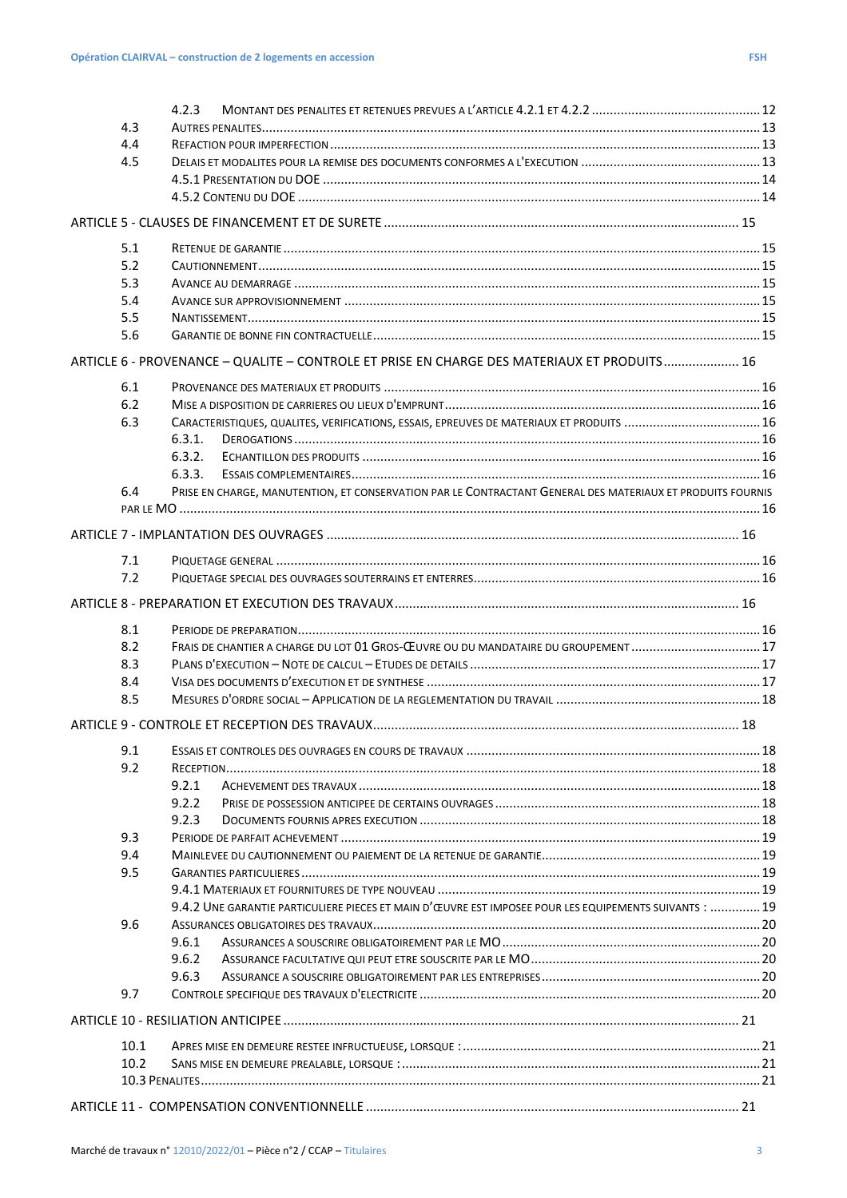4.2.3 MONTANT DES PENALITES ET RETENUES PREVUES A L'ARTICLE 4.2.1 ET 4.2.2 .......... 12
4.3 AUTRES PENALITES .......... 13
4.4 REFACTION POUR IMPERFECTION .......... 13
4.5 DELAIS ET MODALITES POUR LA REMISE DES DOCUMENTS CONFORMES A L'EXECUTION .......... 13
4.5.1 PRESENTATION DU DOE .......... 14
4.5.2 CONTENU DU DOE .......... 14

ARTICLE 5 - CLAUSES DE FINANCEMENT ET DE SURETE .......... 15

5.1 RETENUE DE GARANTIE .......... 15
5.2 CAUTIONNEMENT .......... 15
5.3 AVANCE AU DEMARRAGE .......... 15
5.4 AVANCE SUR APPROVISIONNEMENT .......... 15
5.5 NANTISSEMENT .......... 15
5.6 GARANTIE DE BONNE FIN CONTRACTUELLE .......... 15

ARTICLE 6 - PROVENANCE – QUALITE – CONTROLE ET PRISE EN CHARGE DES MATERIAUX ET PRODUITS .......... 16

6.1 PROVENANCE DES MATERIAUX ET PRODUITS .......... 16
6.2 MISE A DISPOSITION DE CARRIERES OU LIEUX D'EMPRUNT .......... 16
6.3 CARACTERISTIQUES, QUALITES, VERIFICATIONS, ESSAIS, EPREUVES DE MATERIAUX ET PRODUITS .......... 16
6.3.1. DEROGATIONS .......... 16
6.3.2. ECHANTILLON DES PRODUITS .......... 16
6.3.3. ESSAIS COMPLEMENTAIRES .......... 16
6.4 PRISE EN CHARGE, MANUTENTION, ET CONSERVATION PAR LE CONTRACTANT GENERAL DES MATERIAUX ET PRODUITS FOURNIS PAR LE MO .......... 16

ARTICLE 7 - IMPLANTATION DES OUVRAGES .......... 16

7.1 PIQUETAGE GENERAL .......... 16
7.2 PIQUETAGE SPECIAL DES OUVRAGES SOUTERRAINS ET ENTERRES .......... 16

ARTICLE 8 - PREPARATION ET EXECUTION DES TRAVAUX .......... 16

8.1 PERIODE DE PREPARATION .......... 16
8.2 FRAIS DE CHANTIER A CHARGE DU LOT 01 GROS-ŒUVRE OU DU MANDATAIRE DU GROUPEMENT .......... 17
8.3 PLANS D'EXECUTION – NOTE DE CALCUL – ETUDES DE DETAILS .......... 17
8.4 VISA DES DOCUMENTS D'EXECUTION ET DE SYNTHESE .......... 17
8.5 MESURES D'ORDRE SOCIAL – APPLICATION DE LA REGLEMENTATION DU TRAVAIL .......... 18

ARTICLE 9 - CONTROLE ET RECEPTION DES TRAVAUX .......... 18

9.1 ESSAIS ET CONTROLES DES OUVRAGES EN COURS DE TRAVAUX .......... 18
9.2 RECEPTION .......... 18
9.2.1 ACHEVEMENT DES TRAVAUX .......... 18
9.2.2 PRISE DE POSSESSION ANTICIPEE DE CERTAINS OUVRAGES .......... 18
9.2.3 DOCUMENTS FOURNIS APRES EXECUTION .......... 18
9.3 PERIODE DE PARFAIT ACHEVEMENT .......... 19
9.4 MAINLEVEE DU CAUTIONNEMENT OU PAIEMENT DE LA RETENUE DE GARANTIE .......... 19
9.5 GARANTIES PARTICULIERES .......... 19
9.4.1 MATERIAUX ET FOURNITURES DE TYPE NOUVEAU .......... 19
9.4.2 UNE GARANTIE PARTICULIERE PIECES ET MAIN D'ŒUVRE EST IMPOSEE POUR LES EQUIPEMENTS SUIVANTS : .......... 19
9.6 ASSURANCES OBLIGATOIRES DES TRAVAUX .......... 20
9.6.1 ASSURANCES A SOUSCRIRE OBLIGATOIREMENT PAR LE MO .......... 20
9.6.2 ASSURANCE FACULTATIVE QUI PEUT ETRE SOUSCRITE PAR LE MO .......... 20
9.6.3 ASSURANCE A SOUSCRIRE OBLIGATOIREMENT PAR LES ENTREPRISES .......... 20
9.7 CONTROLE SPECIFIQUE DES TRAVAUX D'ELECTRICITE .......... 20

ARTICLE 10 - RESILIATION ANTICIPEE .......... 21

10.1 APRES MISE EN DEMEURE RESTEE INFRUCTUEUSE, LORSQUE : .......... 21
10.2 SANS MISE EN DEMEURE PREALABLE, LORSQUE : .......... 21
10.3 PENALITES .......... 21

ARTICLE 11 - COMPENSATION CONVENTIONNELLE .......... 21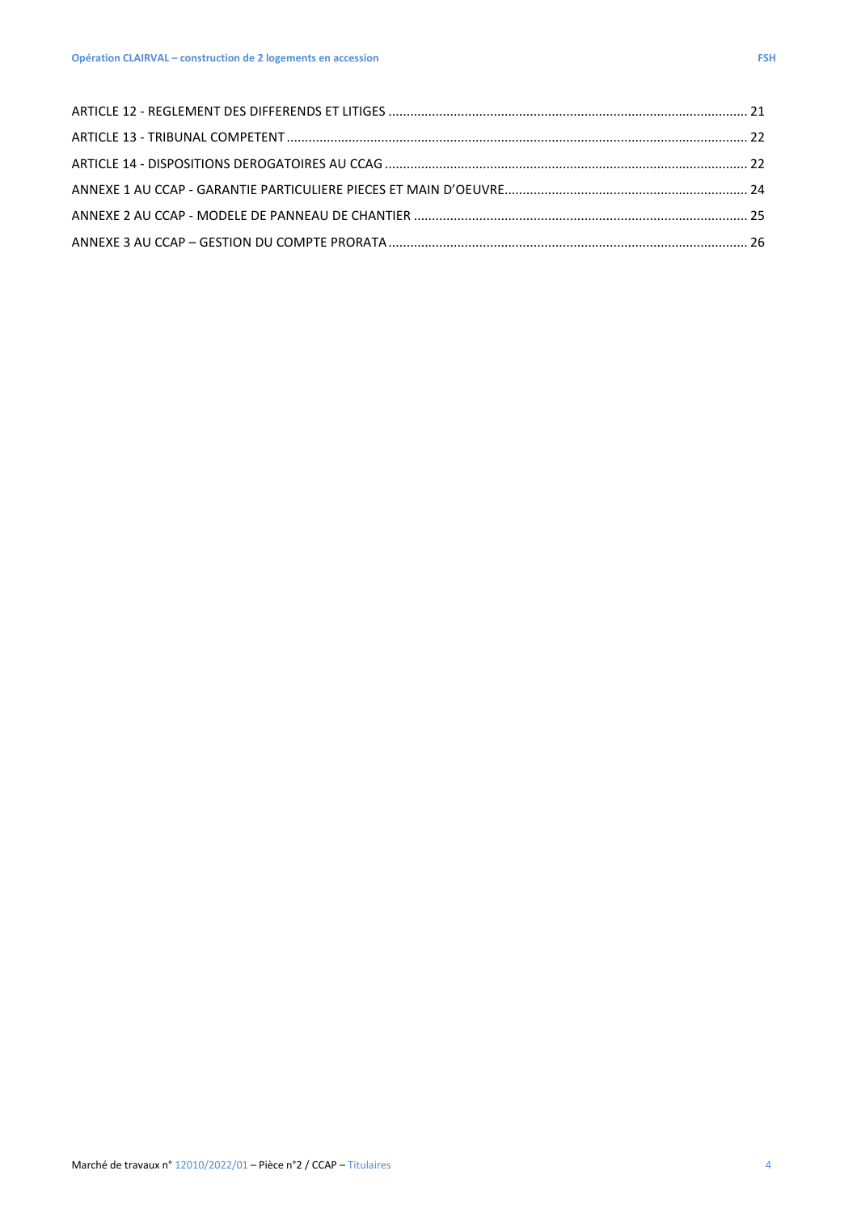ARTICLE 12 - REGLEMENT DES DIFFERENDS ET LITIGES ........................................................................................... 21

ARTICLE 13 - TRIBUNAL COMPETENT ........................................................................................................... 22

ARTICLE 14 - DISPOSITIONS DEROGATOIRES AU CCAG ...................................................................................... 22

ANNEXE 1 AU CCAP - GARANTIE PARTICULIERE PIECES ET MAIN D'OEUVRE.................................................................. 24

ANNEXE 2 AU CCAP - MODELE DE PANNEAU DE CHANTIER ............................................................................... 25

ANNEXE 3 AU CCAP – GESTION DU COMPTE PRORATA ...................................................................................... 26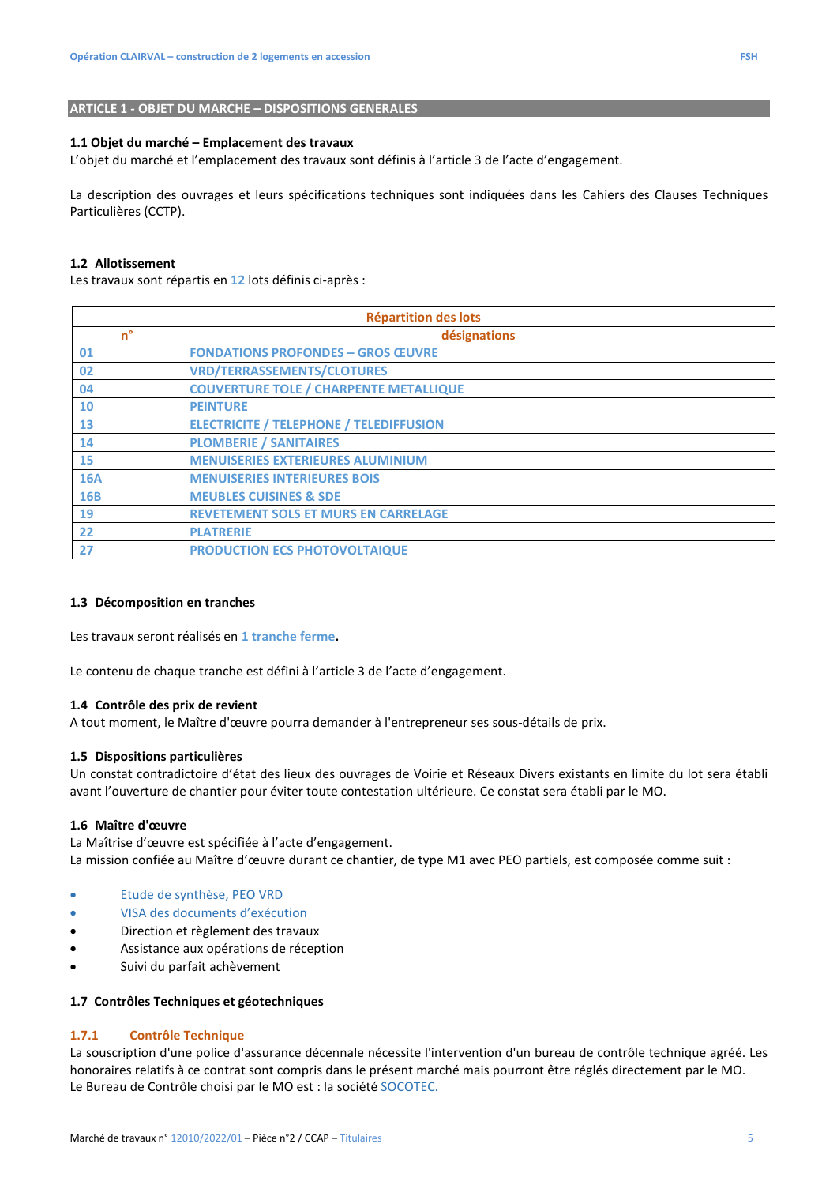## ARTICLE 1 - OBJET DU MARCHE – DISPOSITIONS GENERALES

### 1.1 Objet du marché – Emplacement des travaux

L'objet du marché et l'emplacement des travaux sont définis à l'article 3 de l'acte d'engagement.

La description des ouvrages et leurs spécifications techniques sont indiquées dans les Cahiers des Clauses Techniques Particulières (CCTP).

### 1.2 Allotissement

Les travaux sont répartis en 12 lots définis ci-après :

| Répartition des lots | |
|---|---|
| n° | désignations |
| 01 | FONDATIONS PROFONDES – GROS ŒUVRE |
| 02 | VRD/TERRASSEMENTS/CLOTURES |
| 04 | COUVERTURE TOLE / CHARPENTE METALLIQUE |
| 10 | PEINTURE |
| 13 | ELECTRICITE / TELEPHONE / TELEDIFFUSION |
| 14 | PLOMBERIE / SANITAIRES |
| 15 | MENUISERIES EXTERIEURES ALUMINIUM |
| 16A | MENUISERIES INTERIEURES BOIS |
| 16B | MEUBLES CUISINES & SDE |
| 19 | REVETEMENT SOLS ET MURS EN CARRELAGE |
| 22 | PLATRERIE |
| 27 | PRODUCTION ECS PHOTOVOLTAIQUE |

### 1.3 Décomposition en tranches

Les travaux seront réalisés en **1 tranche ferme.**

Le contenu de chaque tranche est défini à l'article 3 de l'acte d'engagement.

### 1.4 Contrôle des prix de revient

A tout moment, le Maître d'œuvre pourra demander à l'entrepreneur ses sous-détails de prix.

### 1.5 Dispositions particulières

Un constat contradictoire d'état des lieux des ouvrages de Voirie et Réseaux Divers existants en limite du lot sera établi avant l'ouverture de chantier pour éviter toute contestation ultérieure. Ce constat sera établi par le MO.

### 1.6 Maître d'œuvre

La Maîtrise d'œuvre est spécifiée à l'acte d'engagement.
La mission confiée au Maître d'œuvre durant ce chantier, de type M1 avec PEO partiels, est composée comme suit :

- Etude de synthèse, PEO VRD
- VISA des documents d'exécution
- Direction et règlement des travaux
- Assistance aux opérations de réception
- Suivi du parfait achèvement

### 1.7 Contrôles Techniques et géotechniques

#### 1.7.1 Contrôle Technique

La souscription d'une police d'assurance décennale nécessite l'intervention d'un bureau de contrôle technique agréé. Les honoraires relatifs à ce contrat sont compris dans le présent marché mais pourront être réglés directement par le MO.
Le Bureau de Contrôle choisi par le MO est : la société SOCOTEC.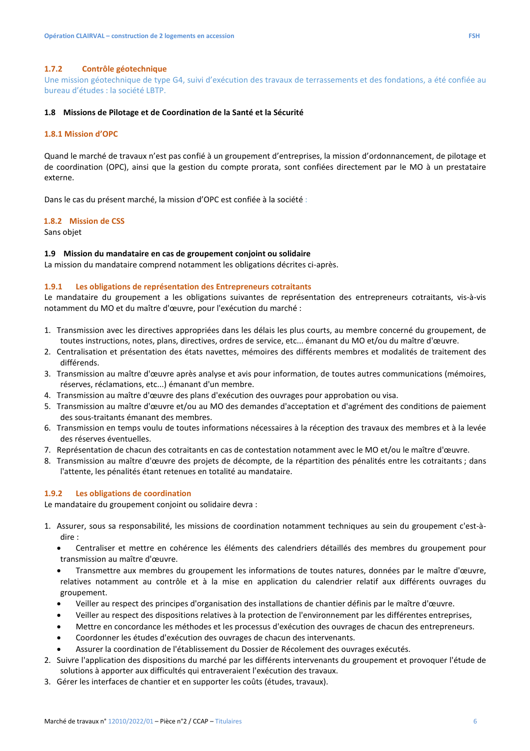### 1.7.2 Contrôle géotechnique

Une mission géotechnique de type G4, suivi d'exécution des travaux de terrassements et des fondations, a été confiée au bureau d'études : la société LBTP.

## 1.8 Missions de Pilotage et de Coordination de la Santé et la Sécurité

### 1.8.1 Mission d'OPC

Quand le marché de travaux n'est pas confié à un groupement d'entreprises, la mission d'ordonnancement, de pilotage et de coordination (OPC), ainsi que la gestion du compte prorata, sont confiées directement par le MO à un prestataire externe.

Dans le cas du présent marché, la mission d'OPC est confiée à la société :

### 1.8.2 Mission de CSS

Sans objet

## 1.9 Mission du mandataire en cas de groupement conjoint ou solidaire

La mission du mandataire comprend notamment les obligations décrites ci-après.

### 1.9.1 Les obligations de représentation des Entrepreneurs cotraitants

Le mandataire du groupement a les obligations suivantes de représentation des entrepreneurs cotraitants, vis-à-vis notamment du MO et du maître d'œuvre, pour l'exécution du marché :

1. Transmission avec les directives appropriées dans les délais les plus courts, au membre concerné du groupement, de toutes instructions, notes, plans, directives, ordres de service, etc... émanant du MO et/ou du maître d'œuvre.
2. Centralisation et présentation des états navettes, mémoires des différents membres et modalités de traitement des différends.
3. Transmission au maître d'œuvre après analyse et avis pour information, de toutes autres communications (mémoires, réserves, réclamations, etc...) émanant d'un membre.
4. Transmission au maître d'œuvre des plans d'exécution des ouvrages pour approbation ou visa.
5. Transmission au maître d'œuvre et/ou au MO des demandes d'acceptation et d'agrément des conditions de paiement des sous-traitants émanant des membres.
6. Transmission en temps voulu de toutes informations nécessaires à la réception des travaux des membres et à la levée des réserves éventuelles.
7. Représentation de chacun des cotraitants en cas de contestation notamment avec le MO et/ou le maître d'œuvre.
8. Transmission au maître d'œuvre des projets de décompte, de la répartition des pénalités entre les cotraitants ; dans l'attente, les pénalités étant retenues en totalité au mandataire.

### 1.9.2 Les obligations de coordination

Le mandataire du groupement conjoint ou solidaire devra :

1. Assurer, sous sa responsabilité, les missions de coordination notamment techniques au sein du groupement c'est-à-dire :
   - Centraliser et mettre en cohérence les éléments des calendriers détaillés des membres du groupement pour transmission au maître d'œuvre.
   - Transmettre aux membres du groupement les informations de toutes natures, données par le maître d'œuvre, relatives notamment au contrôle et à la mise en application du calendrier relatif aux différents ouvrages du groupement.
   - Veiller au respect des principes d'organisation des installations de chantier définis par le maître d'œuvre.
   - Veiller au respect des dispositions relatives à la protection de l'environnement par les différentes entreprises,
   - Mettre en concordance les méthodes et les processus d'exécution des ouvrages de chacun des entrepreneurs.
   - Coordonner les études d'exécution des ouvrages de chacun des intervenants.
   - Assurer la coordination de l'établissement du Dossier de Récolement des ouvrages exécutés.
2. Suivre l'application des dispositions du marché par les différents intervenants du groupement et provoquer l'étude de solutions à apporter aux difficultés qui entraveraient l'exécution des travaux.
3. Gérer les interfaces de chantier et en supporter les coûts (études, travaux).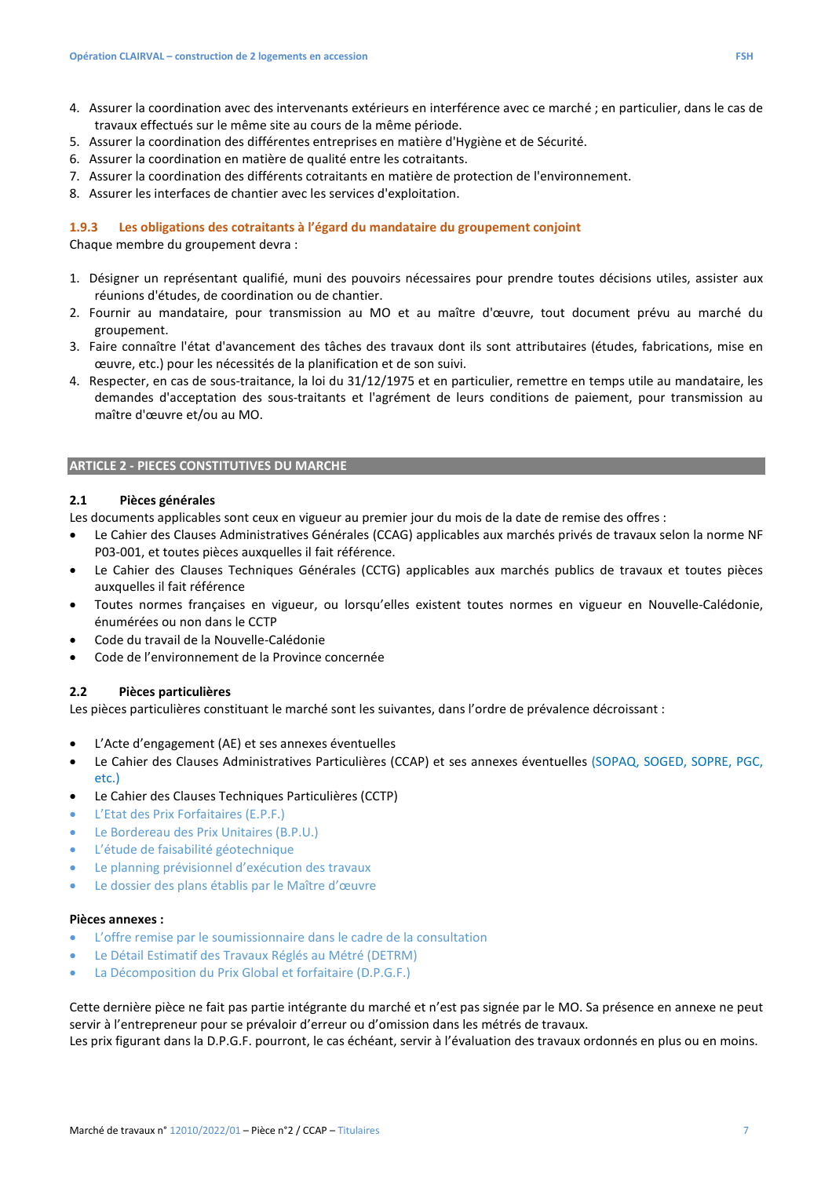4. Assurer la coordination avec des intervenants extérieurs en interférence avec ce marché ; en particulier, dans le cas de travaux effectués sur le même site au cours de la même période.
5. Assurer la coordination des différentes entreprises en matière d'Hygiène et de Sécurité.
6. Assurer la coordination en matière de qualité entre les cotraitants.
7. Assurer la coordination des différents cotraitants en matière de protection de l'environnement.
8. Assurer les interfaces de chantier avec les services d'exploitation.

### 1.9.3 Les obligations des cotraitants à l'égard du mandataire du groupement conjoint

Chaque membre du groupement devra :

1. Désigner un représentant qualifié, muni des pouvoirs nécessaires pour prendre toutes décisions utiles, assister aux réunions d'études, de coordination ou de chantier.
2. Fournir au mandataire, pour transmission au MO et au maître d'œuvre, tout document prévu au marché du groupement.
3. Faire connaître l'état d'avancement des tâches des travaux dont ils sont attributaires (études, fabrications, mise en œuvre, etc.) pour les nécessités de la planification et de son suivi.
4. Respecter, en cas de sous-traitance, la loi du 31/12/1975 et en particulier, remettre en temps utile au mandataire, les demandes d'acceptation des sous-traitants et l'agrément de leurs conditions de paiement, pour transmission au maître d'œuvre et/ou au MO.

## ARTICLE 2 - PIECES CONSTITUTIVES DU MARCHE

### 2.1 Pièces générales

Les documents applicables sont ceux en vigueur au premier jour du mois de la date de remise des offres :

- Le Cahier des Clauses Administratives Générales (CCAG) applicables aux marchés privés de travaux selon la norme NF P03-001, et toutes pièces auxquelles il fait référence.
- Le Cahier des Clauses Techniques Générales (CCTG) applicables aux marchés publics de travaux et toutes pièces auxquelles il fait référence
- Toutes normes françaises en vigueur, ou lorsqu'elles existent toutes normes en vigueur en Nouvelle-Calédonie, énumérées ou non dans le CCTP
- Code du travail de la Nouvelle-Calédonie
- Code de l'environnement de la Province concernée

### 2.2 Pièces particulières

Les pièces particulières constituant le marché sont les suivantes, dans l'ordre de prévalence décroissant :

- L'Acte d'engagement (AE) et ses annexes éventuelles
- Le Cahier des Clauses Administratives Particulières (CCAP) et ses annexes éventuelles (SOPAQ, SOGED, SOPRE, PGC, etc.)
- Le Cahier des Clauses Techniques Particulières (CCTP)
- L'Etat des Prix Forfaitaires (E.P.F.)
- Le Bordereau des Prix Unitaires (B.P.U.)
- L'étude de faisabilité géotechnique
- Le planning prévisionnel d'exécution des travaux
- Le dossier des plans établis par le Maître d'œuvre

**Pièces annexes :**

- L'offre remise par le soumissionnaire dans le cadre de la consultation
- Le Détail Estimatif des Travaux Réglés au Métré (DETRM)
- La Décomposition du Prix Global et forfaitaire (D.P.G.F.)

Cette dernière pièce ne fait pas partie intégrante du marché et n'est pas signée par le MO. Sa présence en annexe ne peut servir à l'entrepreneur pour se prévaloir d'erreur ou d'omission dans les métrés de travaux.
Les prix figurant dans la D.P.G.F. pourront, le cas échéant, servir à l'évaluation des travaux ordonnés en plus ou en moins.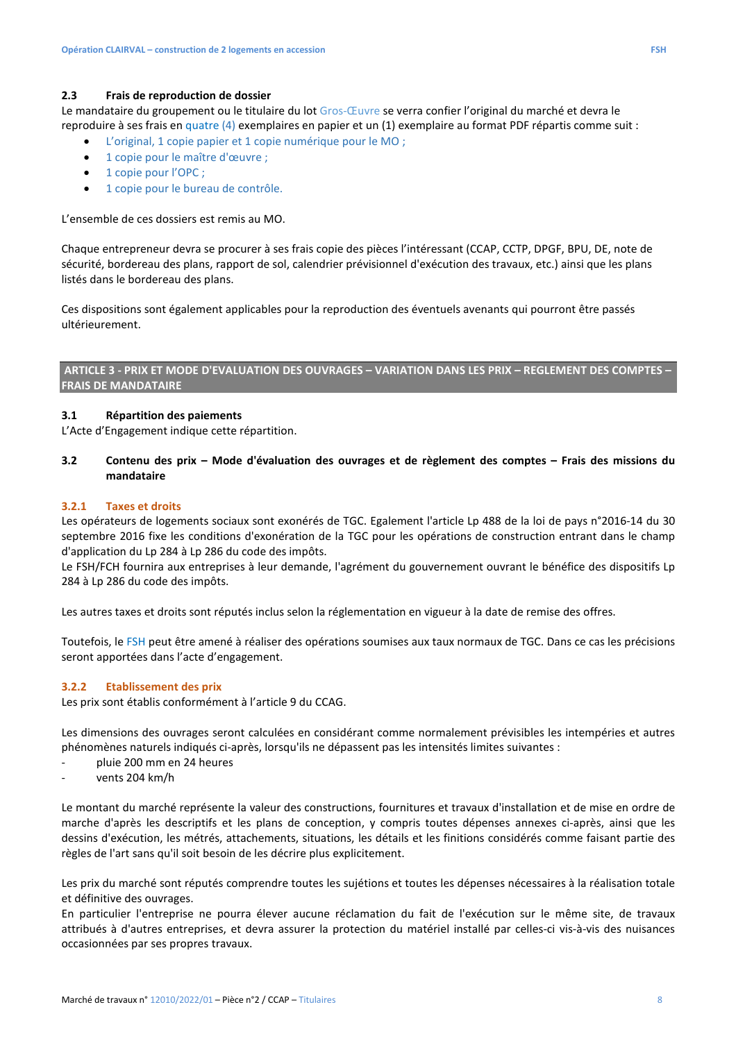### 2.3 Frais de reproduction de dossier

Le mandataire du groupement ou le titulaire du lot Gros-Œuvre se verra confier l'original du marché et devra le reproduire à ses frais en quatre (4) exemplaires en papier et un (1) exemplaire au format PDF répartis comme suit :

- L'original, 1 copie papier et 1 copie numérique pour le MO ;
- 1 copie pour le maître d'œuvre ;
- 1 copie pour l'OPC ;
- 1 copie pour le bureau de contrôle.

L'ensemble de ces dossiers est remis au MO.

Chaque entrepreneur devra se procurer à ses frais copie des pièces l'intéressant (CCAP, CCTP, DPGF, BPU, DE, note de sécurité, bordereau des plans, rapport de sol, calendrier prévisionnel d'exécution des travaux, etc.) ainsi que les plans listés dans le bordereau des plans.

Ces dispositions sont également applicables pour la reproduction des éventuels avenants qui pourront être passés ultérieurement.

## ARTICLE 3 - PRIX ET MODE D'EVALUATION DES OUVRAGES – VARIATION DANS LES PRIX – REGLEMENT DES COMPTES – FRAIS DE MANDATAIRE

### 3.1 Répartition des paiements

L'Acte d'Engagement indique cette répartition.

### 3.2 Contenu des prix – Mode d'évaluation des ouvrages et de règlement des comptes – Frais des missions du mandataire

#### 3.2.1 Taxes et droits

Les opérateurs de logements sociaux sont exonérés de TGC. Egalement l'article Lp 488 de la loi de pays n°2016-14 du 30 septembre 2016 fixe les conditions d'exonération de la TGC pour les opérations de construction entrant dans le champ d'application du Lp 284 à Lp 286 du code des impôts.

Le FSH/FCH fournira aux entreprises à leur demande, l'agrément du gouvernement ouvrant le bénéfice des dispositifs Lp 284 à Lp 286 du code des impôts.

Les autres taxes et droits sont réputés inclus selon la réglementation en vigueur à la date de remise des offres.

Toutefois, le FSH peut être amené à réaliser des opérations soumises aux taux normaux de TGC. Dans ce cas les précisions seront apportées dans l'acte d'engagement.

#### 3.2.2 Etablissement des prix

Les prix sont établis conformément à l'article 9 du CCAG.

Les dimensions des ouvrages seront calculées en considérant comme normalement prévisibles les intempéries et autres phénomènes naturels indiqués ci-après, lorsqu'ils ne dépassent pas les intensités limites suivantes :

- pluie 200 mm en 24 heures
- vents 204 km/h

Le montant du marché représente la valeur des constructions, fournitures et travaux d'installation et de mise en ordre de marche d'après les descriptifs et les plans de conception, y compris toutes dépenses annexes ci-après, ainsi que les dessins d'exécution, les métrés, attachements, situations, les détails et les finitions considérés comme faisant partie des règles de l'art sans qu'il soit besoin de les décrire plus explicitement.

Les prix du marché sont réputés comprendre toutes les sujétions et toutes les dépenses nécessaires à la réalisation totale et définitive des ouvrages.

En particulier l'entreprise ne pourra élever aucune réclamation du fait de l'exécution sur le même site, de travaux attribués à d'autres entreprises, et devra assurer la protection du matériel installé par celles-ci vis-à-vis des nuisances occasionnées par ses propres travaux.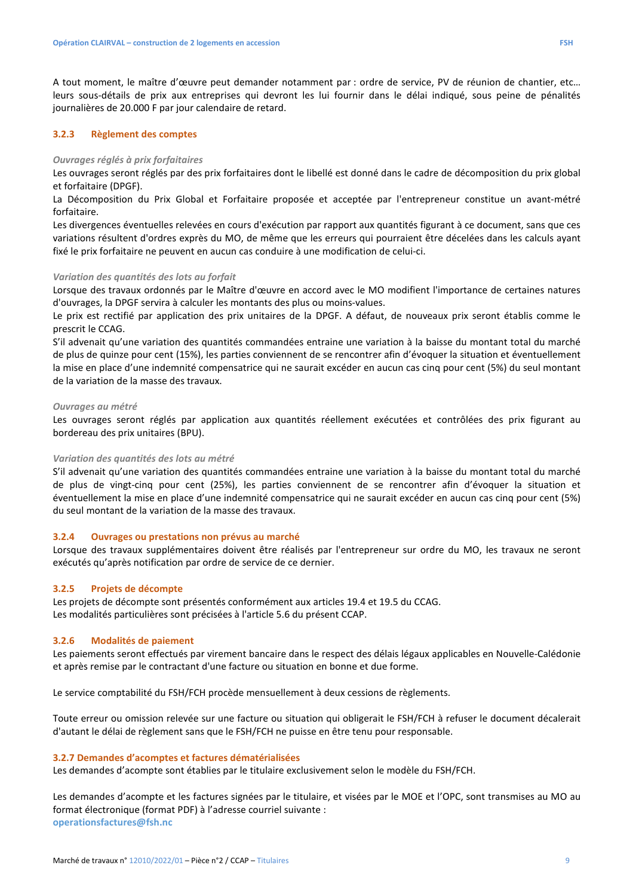A tout moment, le maître d'œuvre peut demander notamment par : ordre de service, PV de réunion de chantier, etc… leurs sous-détails de prix aux entreprises qui devront les lui fournir dans le délai indiqué, sous peine de pénalités journalières de 20.000 F par jour calendaire de retard.

### 3.2.3 Règlement des comptes

*Ouvrages réglés à prix forfaitaires*

Les ouvrages seront réglés par des prix forfaitaires dont le libellé est donné dans le cadre de décomposition du prix global et forfaitaire (DPGF).

La Décomposition du Prix Global et Forfaitaire proposée et acceptée par l'entrepreneur constitue un avant-métré forfaitaire.

Les divergences éventuelles relevées en cours d'exécution par rapport aux quantités figurant à ce document, sans que ces variations résultent d'ordres exprès du MO, de même que les erreurs qui pourraient être décelées dans les calculs ayant fixé le prix forfaitaire ne peuvent en aucun cas conduire à une modification de celui-ci.

*Variation des quantités des lots au forfait*

Lorsque des travaux ordonnés par le Maître d'œuvre en accord avec le MO modifient l'importance de certaines natures d'ouvrages, la DPGF servira à calculer les montants des plus ou moins-values.

Le prix est rectifié par application des prix unitaires de la DPGF. A défaut, de nouveaux prix seront établis comme le prescrit le CCAG.

S'il advenait qu'une variation des quantités commandées entraine une variation à la baisse du montant total du marché de plus de quinze pour cent (15%), les parties conviennent de se rencontrer afin d'évoquer la situation et éventuellement la mise en place d'une indemnité compensatrice qui ne saurait excéder en aucun cas cinq pour cent (5%) du seul montant de la variation de la masse des travaux.

*Ouvrages au métré*

Les ouvrages seront réglés par application aux quantités réellement exécutées et contrôlées des prix figurant au bordereau des prix unitaires (BPU).

*Variation des quantités des lots au métré*

S'il advenait qu'une variation des quantités commandées entraine une variation à la baisse du montant total du marché de plus de vingt-cinq pour cent (25%), les parties conviennent de se rencontrer afin d'évoquer la situation et éventuellement la mise en place d'une indemnité compensatrice qui ne saurait excéder en aucun cas cinq pour cent (5%) du seul montant de la variation de la masse des travaux.

### 3.2.4 Ouvrages ou prestations non prévus au marché

Lorsque des travaux supplémentaires doivent être réalisés par l'entrepreneur sur ordre du MO, les travaux ne seront exécutés qu'après notification par ordre de service de ce dernier.

### 3.2.5 Projets de décompte

Les projets de décompte sont présentés conformément aux articles 19.4 et 19.5 du CCAG.
Les modalités particulières sont précisées à l'article 5.6 du présent CCAP.

### 3.2.6 Modalités de paiement

Les paiements seront effectués par virement bancaire dans le respect des délais légaux applicables en Nouvelle-Calédonie et après remise par le contractant d'une facture ou situation en bonne et due forme.

Le service comptabilité du FSH/FCH procède mensuellement à deux cessions de règlements.

Toute erreur ou omission relevée sur une facture ou situation qui obligerait le FSH/FCH à refuser le document décalerait d'autant le délai de règlement sans que le FSH/FCH ne puisse en être tenu pour responsable.

### 3.2.7 Demandes d'acomptes et factures dématérialisées

Les demandes d'acompte sont établies par le titulaire exclusivement selon le modèle du FSH/FCH.

Les demandes d'acompte et les factures signées par le titulaire, et visées par le MOE et l'OPC, sont transmises au MO au format électronique (format PDF) à l'adresse courriel suivante :
**operationsfactures@fsh.nc**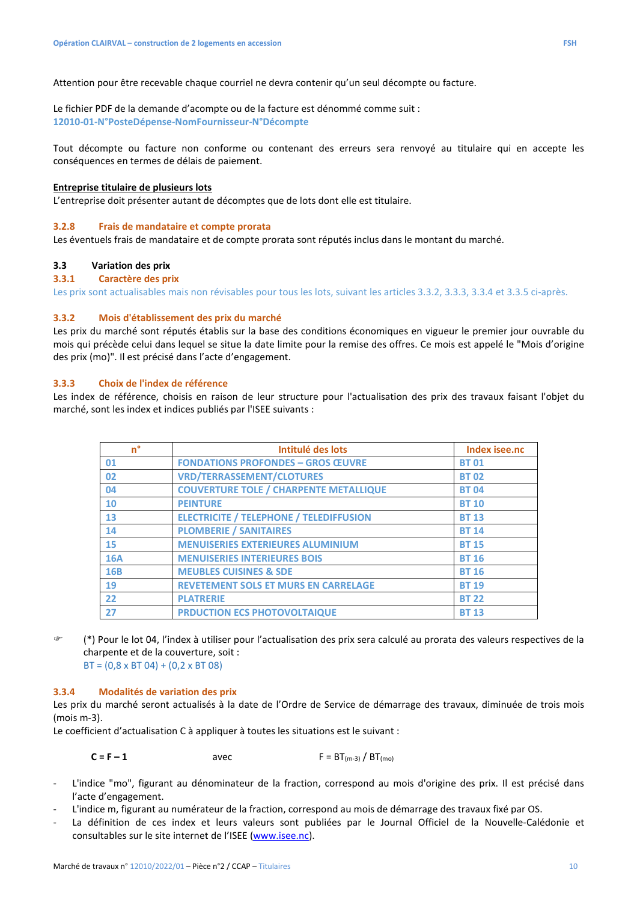Attention pour être recevable chaque courriel ne devra contenir qu'un seul décompte ou facture.

Le fichier PDF de la demande d'acompte ou de la facture est dénommé comme suit :
**12010-01-N°PosteDépense-NomFournisseur-N°Décompte**

Tout décompte ou facture non conforme ou contenant des erreurs sera renvoyé au titulaire qui en accepte les conséquences en termes de délais de paiement.

**Entreprise titulaire de plusieurs lots**
L'entreprise doit présenter autant de décomptes que de lots dont elle est titulaire.

#### 3.2.8 Frais de mandataire et compte prorata

Les éventuels frais de mandataire et de compte prorata sont réputés inclus dans le montant du marché.

### 3.3 Variation des prix

#### 3.3.1 Caractère des prix

Les prix sont actualisables mais non révisables pour tous les lots, suivant les articles 3.3.2, 3.3.3, 3.3.4 et 3.3.5 ci-après.

#### 3.3.2 Mois d'établissement des prix du marché

Les prix du marché sont réputés établis sur la base des conditions économiques en vigueur le premier jour ouvrable du mois qui précède celui dans lequel se situe la date limite pour la remise des offres. Ce mois est appelé le "Mois d'origine des prix (mo)". Il est précisé dans l'acte d'engagement.

#### 3.3.3 Choix de l'index de référence

Les index de référence, choisis en raison de leur structure pour l'actualisation des prix des travaux faisant l'objet du marché, sont les index et indices publiés par l'ISEE suivants :

| n° | Intitulé des lots | Index isee.nc |
|---|---|---|
| 01 | FONDATIONS PROFONDES – GROS ŒUVRE | BT 01 |
| 02 | VRD/TERRASSEMENT/CLOTURES | BT 02 |
| 04 | COUVERTURE TOLE / CHARPENTE METALLIQUE | BT 04 |
| 10 | PEINTURE | BT 10 |
| 13 | ELECTRICITE / TELEPHONE / TELEDIFFUSION | BT 13 |
| 14 | PLOMBERIE / SANITAIRES | BT 14 |
| 15 | MENUISERIES EXTERIEURES ALUMINIUM | BT 15 |
| 16A | MENUISERIES INTERIEURES BOIS | BT 16 |
| 16B | MEUBLES CUISINES & SDE | BT 16 |
| 19 | REVETEMENT SOLS ET MURS EN CARRELAGE | BT 19 |
| 22 | PLATRERIE | BT 22 |
| 27 | PRDUCTION ECS PHOTOVOLTAIQUE | BT 13 |

☞ (*) Pour le lot 04, l'index à utiliser pour l'actualisation des prix sera calculé au prorata des valeurs respectives de la charpente et de la couverture, soit :
BT = (0,8 x BT 04) + (0,2 x BT 08)

#### 3.3.4 Modalités de variation des prix

Les prix du marché seront actualisés à la date de l'Ordre de Service de démarrage des travaux, diminuée de trois mois (mois m-3).
Le coefficient d'actualisation C à appliquer à toutes les situations est le suivant :

$$\mathbf{C = F - 1} \qquad \text{avec} \qquad F = BT_{(m-3)} \,/\, BT_{(mo)}$$

- L'indice "mo", figurant au dénominateur de la fraction, correspond au mois d'origine des prix. Il est précisé dans l'acte d'engagement.
- L'indice m, figurant au numérateur de la fraction, correspond au mois de démarrage des travaux fixé par OS.
- La définition de ces index et leurs valeurs sont publiées par le Journal Officiel de la Nouvelle-Calédonie et consultables sur le site internet de l'ISEE (www.isee.nc).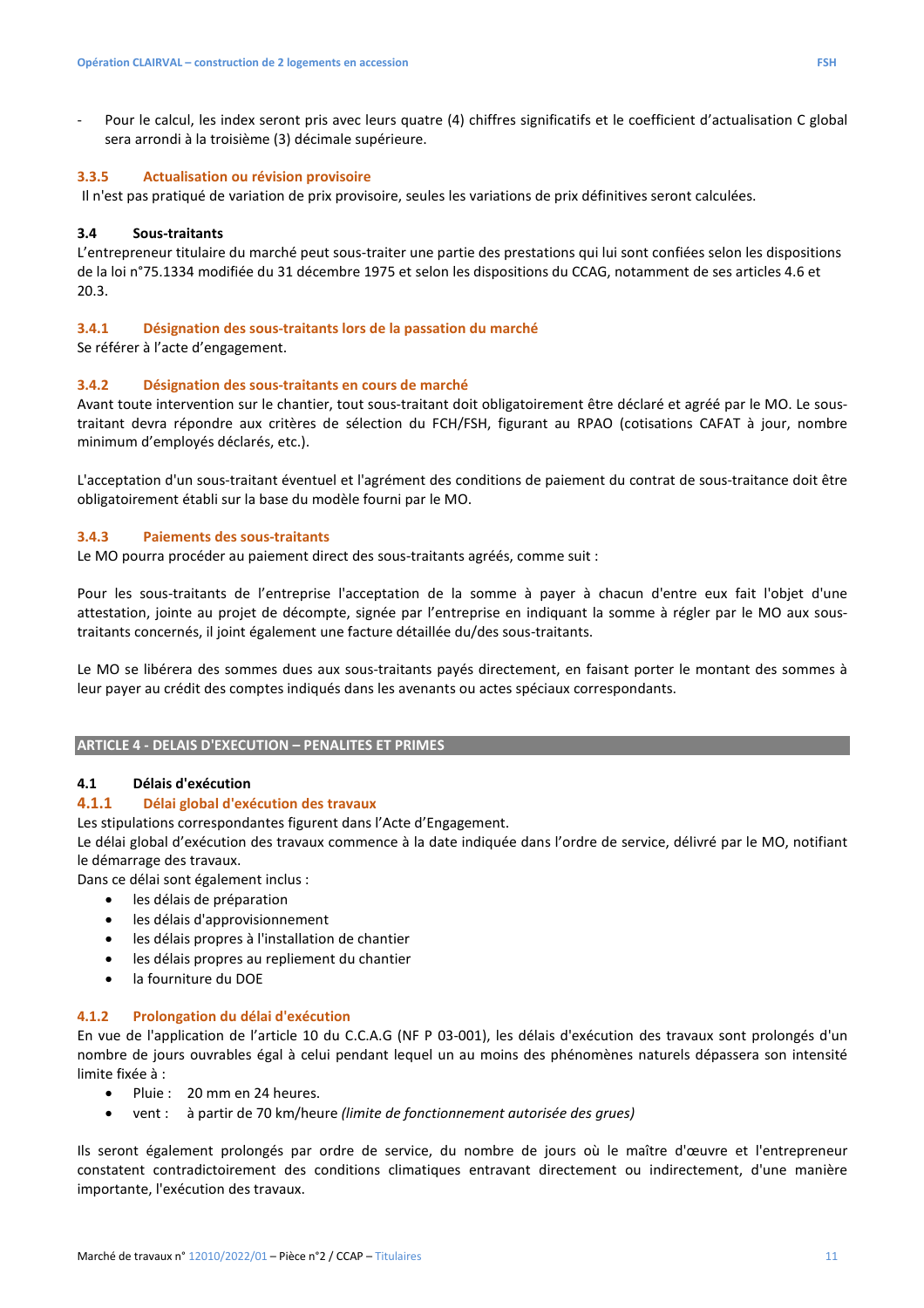- Pour le calcul, les index seront pris avec leurs quatre (4) chiffres significatifs et le coefficient d'actualisation C global sera arrondi à la troisième (3) décimale supérieure.

#### 3.3.5 Actualisation ou révision provisoire

Il n'est pas pratiqué de variation de prix provisoire, seules les variations de prix définitives seront calculées.

### 3.4 Sous-traitants

L'entrepreneur titulaire du marché peut sous-traiter une partie des prestations qui lui sont confiées selon les dispositions de la loi n°75.1334 modifiée du 31 décembre 1975 et selon les dispositions du CCAG, notamment de ses articles 4.6 et 20.3.

#### 3.4.1 Désignation des sous-traitants lors de la passation du marché

Se référer à l'acte d'engagement.

#### 3.4.2 Désignation des sous-traitants en cours de marché

Avant toute intervention sur le chantier, tout sous-traitant doit obligatoirement être déclaré et agréé par le MO. Le sous-traitant devra répondre aux critères de sélection du FCH/FSH, figurant au RPAO (cotisations CAFAT à jour, nombre minimum d'employés déclarés, etc.).

L'acceptation d'un sous-traitant éventuel et l'agrément des conditions de paiement du contrat de sous-traitance doit être obligatoirement établi sur la base du modèle fourni par le MO.

#### 3.4.3 Paiements des sous-traitants

Le MO pourra procéder au paiement direct des sous-traitants agréés, comme suit :

Pour les sous-traitants de l'entreprise l'acceptation de la somme à payer à chacun d'entre eux fait l'objet d'une attestation, jointe au projet de décompte, signée par l'entreprise en indiquant la somme à régler par le MO aux sous-traitants concernés, il joint également une facture détaillée du/des sous-traitants.

Le MO se libérera des sommes dues aux sous-traitants payés directement, en faisant porter le montant des sommes à leur payer au crédit des comptes indiqués dans les avenants ou actes spéciaux correspondants.

## ARTICLE 4 - DELAIS D'EXECUTION – PENALITES ET PRIMES

### 4.1 Délais d'exécution

#### 4.1.1 Délai global d'exécution des travaux

Les stipulations correspondantes figurent dans l'Acte d'Engagement.
Le délai global d'exécution des travaux commence à la date indiquée dans l'ordre de service, délivré par le MO, notifiant le démarrage des travaux.
Dans ce délai sont également inclus :

- les délais de préparation
- les délais d'approvisionnement
- les délais propres à l'installation de chantier
- les délais propres au repliement du chantier
- la fourniture du DOE

#### 4.1.2 Prolongation du délai d'exécution

En vue de l'application de l'article 10 du C.C.A.G (NF P 03-001), les délais d'exécution des travaux sont prolongés d'un nombre de jours ouvrables égal à celui pendant lequel un au moins des phénomènes naturels dépassera son intensité limite fixée à :

- Pluie : 20 mm en 24 heures.
- vent : à partir de 70 km/heure *(limite de fonctionnement autorisée des grues)*

Ils seront également prolongés par ordre de service, du nombre de jours où le maître d'œuvre et l'entrepreneur constatent contradictoirement des conditions climatiques entravant directement ou indirectement, d'une manière importante, l'exécution des travaux.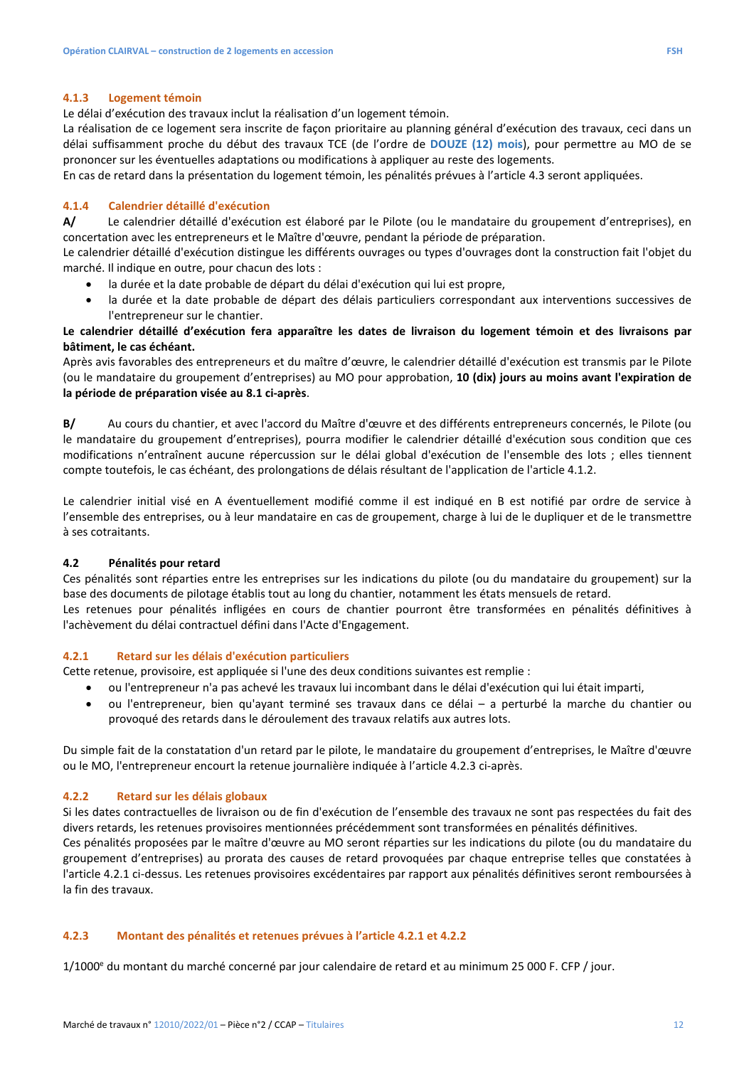#### 4.1.3 Logement témoin

Le délai d'exécution des travaux inclut la réalisation d'un logement témoin.

La réalisation de ce logement sera inscrite de façon prioritaire au planning général d'exécution des travaux, ceci dans un délai suffisamment proche du début des travaux TCE (de l'ordre de **DOUZE (12) mois**), pour permettre au MO de se prononcer sur les éventuelles adaptations ou modifications à appliquer au reste des logements.

En cas de retard dans la présentation du logement témoin, les pénalités prévues à l'article 4.3 seront appliquées.

#### 4.1.4 Calendrier détaillé d'exécution

**A/** Le calendrier détaillé d'exécution est élaboré par le Pilote (ou le mandataire du groupement d'entreprises), en concertation avec les entrepreneurs et le Maître d'œuvre, pendant la période de préparation.

Le calendrier détaillé d'exécution distingue les différents ouvrages ou types d'ouvrages dont la construction fait l'objet du marché. Il indique en outre, pour chacun des lots :

- la durée et la date probable de départ du délai d'exécution qui lui est propre,
- la durée et la date probable de départ des délais particuliers correspondant aux interventions successives de l'entrepreneur sur le chantier.

**Le calendrier détaillé d'exécution fera apparaître les dates de livraison du logement témoin et des livraisons par bâtiment, le cas échéant.**

Après avis favorables des entrepreneurs et du maître d'œuvre, le calendrier détaillé d'exécution est transmis par le Pilote (ou le mandataire du groupement d'entreprises) au MO pour approbation, **10 (dix) jours au moins avant l'expiration de la période de préparation visée au 8.1 ci-après**.

**B/** Au cours du chantier, et avec l'accord du Maître d'œuvre et des différents entrepreneurs concernés, le Pilote (ou le mandataire du groupement d'entreprises), pourra modifier le calendrier détaillé d'exécution sous condition que ces modifications n'entraînent aucune répercussion sur le délai global d'exécution de l'ensemble des lots ; elles tiennent compte toutefois, le cas échéant, des prolongations de délais résultant de l'application de l'article 4.1.2.

Le calendrier initial visé en A éventuellement modifié comme il est indiqué en B est notifié par ordre de service à l'ensemble des entreprises, ou à leur mandataire en cas de groupement, charge à lui de le dupliquer et de le transmettre à ses cotraitants.

### 4.2 Pénalités pour retard

Ces pénalités sont réparties entre les entreprises sur les indications du pilote (ou du mandataire du groupement) sur la base des documents de pilotage établis tout au long du chantier, notamment les états mensuels de retard.

Les retenues pour pénalités infligées en cours de chantier pourront être transformées en pénalités définitives à l'achèvement du délai contractuel défini dans l'Acte d'Engagement.

#### 4.2.1 Retard sur les délais d'exécution particuliers

Cette retenue, provisoire, est appliquée si l'une des deux conditions suivantes est remplie :

- ou l'entrepreneur n'a pas achevé les travaux lui incombant dans le délai d'exécution qui lui était imparti,
- ou l'entrepreneur, bien qu'ayant terminé ses travaux dans ce délai – a perturbé la marche du chantier ou provoqué des retards dans le déroulement des travaux relatifs aux autres lots.

Du simple fait de la constatation d'un retard par le pilote, le mandataire du groupement d'entreprises, le Maître d'œuvre ou le MO, l'entrepreneur encourt la retenue journalière indiquée à l'article 4.2.3 ci-après.

#### 4.2.2 Retard sur les délais globaux

Si les dates contractuelles de livraison ou de fin d'exécution de l'ensemble des travaux ne sont pas respectées du fait des divers retards, les retenues provisoires mentionnées précédemment sont transformées en pénalités définitives.

Ces pénalités proposées par le maître d'œuvre au MO seront réparties sur les indications du pilote (ou du mandataire du groupement d'entreprises) au prorata des causes de retard provoquées par chaque entreprise telles que constatées à l'article 4.2.1 ci-dessus. Les retenues provisoires excédentaires par rapport aux pénalités définitives seront remboursées à la fin des travaux.

#### 4.2.3 Montant des pénalités et retenues prévues à l'article 4.2.1 et 4.2.2

1/1000[e] du montant du marché concerné par jour calendaire de retard et au minimum 25 000 F. CFP / jour.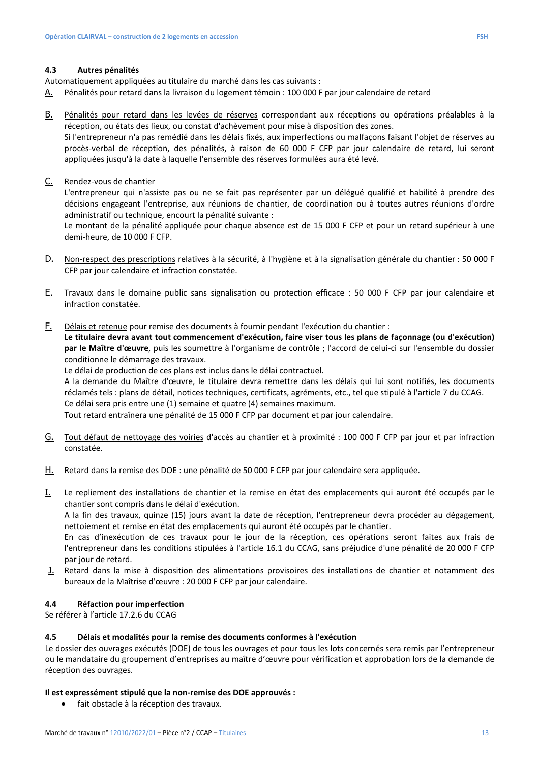### 4.3 Autres pénalités

Automatiquement appliquées au titulaire du marché dans les cas suivants :

A. Pénalités pour retard dans la livraison du logement témoin : 100 000 F par jour calendaire de retard

B. Pénalités pour retard dans les levées de réserves correspondant aux réceptions ou opérations préalables à la réception, ou états des lieux, ou constat d'achèvement pour mise à disposition des zones.
Si l'entrepreneur n'a pas remédié dans les délais fixés, aux imperfections ou malfaçons faisant l'objet de réserves au procès-verbal de réception, des pénalités, à raison de 60 000 F CFP par jour calendaire de retard, lui seront appliquées jusqu'à la date à laquelle l'ensemble des réserves formulées aura été levé.

C. Rendez-vous de chantier
L'entrepreneur qui n'assiste pas ou ne se fait pas représenter par un délégué qualifié et habilité à prendre des décisions engageant l'entreprise, aux réunions de chantier, de coordination ou à toutes autres réunions d'ordre administratif ou technique, encourt la pénalité suivante :
Le montant de la pénalité appliquée pour chaque absence est de 15 000 F CFP et pour un retard supérieur à une demi-heure, de 10 000 F CFP.

D. Non-respect des prescriptions relatives à la sécurité, à l'hygiène et à la signalisation générale du chantier : 50 000 F CFP par jour calendaire et infraction constatée.

E. Travaux dans le domaine public sans signalisation ou protection efficace : 50 000 F CFP par jour calendaire et infraction constatée.

F. Délais et retenue pour remise des documents à fournir pendant l'exécution du chantier :
**Le titulaire devra avant tout commencement d'exécution, faire viser tous les plans de façonnage (ou d'exécution) par le Maître d'œuvre**, puis les soumettre à l'organisme de contrôle ; l'accord de celui-ci sur l'ensemble du dossier conditionne le démarrage des travaux.
Le délai de production de ces plans est inclus dans le délai contractuel.
A la demande du Maître d'œuvre, le titulaire devra remettre dans les délais qui lui sont notifiés, les documents réclamés tels : plans de détail, notices techniques, certificats, agréments, etc., tel que stipulé à l'article 7 du CCAG.
Ce délai sera pris entre une (1) semaine et quatre (4) semaines maximum.
Tout retard entraînera une pénalité de 15 000 F CFP par document et par jour calendaire.

G. Tout défaut de nettoyage des voiries d'accès au chantier et à proximité : 100 000 F CFP par jour et par infraction constatée.

H. Retard dans la remise des DOE : une pénalité de 50 000 F CFP par jour calendaire sera appliquée.

I. Le repliement des installations de chantier et la remise en état des emplacements qui auront été occupés par le chantier sont compris dans le délai d'exécution.
A la fin des travaux, quinze (15) jours avant la date de réception, l'entrepreneur devra procéder au dégagement, nettoiement et remise en état des emplacements qui auront été occupés par le chantier.
En cas d'inexécution de ces travaux pour le jour de la réception, ces opérations seront faites aux frais de l'entrepreneur dans les conditions stipulées à l'article 16.1 du CCAG, sans préjudice d'une pénalité de 20 000 F CFP par jour de retard.

J. Retard dans la mise à disposition des alimentations provisoires des installations de chantier et notamment des bureaux de la Maîtrise d'œuvre : 20 000 F CFP par jour calendaire.

### 4.4 Réfaction pour imperfection

Se référer à l'article 17.2.6 du CCAG

### 4.5 Délais et modalités pour la remise des documents conformes à l'exécution

Le dossier des ouvrages exécutés (DOE) de tous les ouvrages et pour tous les lots concernés sera remis par l'entrepreneur ou le mandataire du groupement d'entreprises au maître d'œuvre pour vérification et approbation lors de la demande de réception des ouvrages.

**Il est expressément stipulé que la non-remise des DOE approuvés :**

- fait obstacle à la réception des travaux.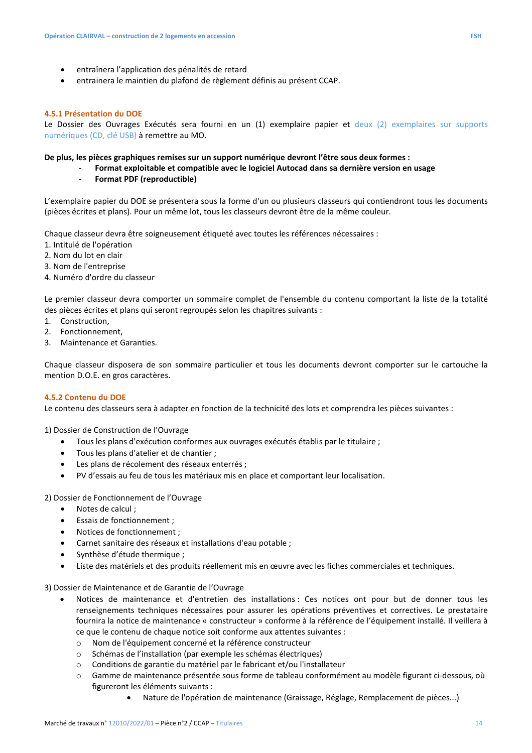- entraînera l'application des pénalités de retard
- entrainera le maintien du plafond de règlement définis au présent CCAP.

### 4.5.1 Présentation du DOE

Le Dossier des Ouvrages Exécutés sera fourni en un (1) exemplaire papier et deux (2) exemplaires sur supports numériques (CD, clé USB) à remettre au MO.

**De plus, les pièces graphiques remises sur un support numérique devront l'être sous deux formes :**

- **Format exploitable et compatible avec le logiciel Autocad dans sa dernière version en usage**
- **Format PDF (reproductible)**

L'exemplaire papier du DOE se présentera sous la forme d'un ou plusieurs classeurs qui contiendront tous les documents (pièces écrites et plans). Pour un même lot, tous les classeurs devront être de la même couleur.

Chaque classeur devra être soigneusement étiqueté avec toutes les références nécessaires :

1. Intitulé de l'opération
2. Nom du lot en clair
3. Nom de l'entreprise
4. Numéro d'ordre du classeur

Le premier classeur devra comporter un sommaire complet de l'ensemble du contenu comportant la liste de la totalité des pièces écrites et plans qui seront regroupés selon les chapitres suivants :

1. Construction,
2. Fonctionnement,
3. Maintenance et Garanties.

Chaque classeur disposera de son sommaire particulier et tous les documents devront comporter sur le cartouche la mention D.O.E. en gros caractères.

### 4.5.2 Contenu du DOE

Le contenu des classeurs sera à adapter en fonction de la technicité des lots et comprendra les pièces suivantes :

1) Dossier de Construction de l'Ouvrage

- Tous les plans d'exécution conformes aux ouvrages exécutés établis par le titulaire ;
- Tous les plans d'atelier et de chantier ;
- Les plans de récolement des réseaux enterrés ;
- PV d'essais au feu de tous les matériaux mis en place et comportant leur localisation.

2) Dossier de Fonctionnement de l'Ouvrage

- Notes de calcul ;
- Essais de fonctionnement ;
- Notices de fonctionnement ;
- Carnet sanitaire des réseaux et installations d'eau potable ;
- Synthèse d'étude thermique ;
- Liste des matériels et des produits réellement mis en œuvre avec les fiches commerciales et techniques.

3) Dossier de Maintenance et de Garantie de l'Ouvrage

- Notices de maintenance et d'entretien des installations : Ces notices ont pour but de donner tous les renseignements techniques nécessaires pour assurer les opérations préventives et correctives. Le prestataire fournira la notice de maintenance « constructeur » conforme à la référence de l'équipement installé. Il veillera à ce que le contenu de chaque notice soit conforme aux attentes suivantes :
  - Nom de l'équipement concerné et la référence constructeur
  - Schémas de l'installation (par exemple les schémas électriques)
  - Conditions de garantie du matériel par le fabricant et/ou l'installateur
  - Gamme de maintenance présentée sous forme de tableau conformément au modèle figurant ci-dessous, où figureront les éléments suivants :
    - Nature de l'opération de maintenance (Graissage, Réglage, Remplacement de pièces...)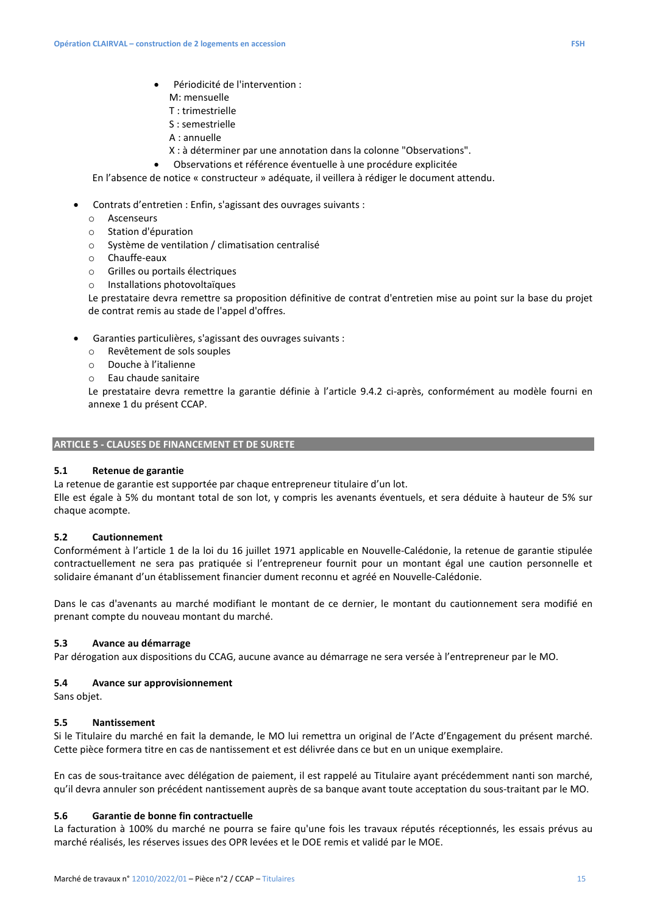- Périodicité de l'intervention :
  M: mensuelle
  T : trimestrielle
  S : semestrielle
  A : annuelle
  X : à déterminer par une annotation dans la colonne "Observations".
- Observations et référence éventuelle à une procédure explicitée

En l'absence de notice « constructeur » adéquate, il veillera à rédiger le document attendu.

- Contrats d'entretien : Enfin, s'agissant des ouvrages suivants :
  - Ascenseurs
  - Station d'épuration
  - Système de ventilation / climatisation centralisé
  - Chauffe-eaux
  - Grilles ou portails électriques
  - Installations photovoltaïques

  Le prestataire devra remettre sa proposition définitive de contrat d'entretien mise au point sur la base du projet de contrat remis au stade de l'appel d'offres.

- Garanties particulières, s'agissant des ouvrages suivants :
  - Revêtement de sols souples
  - Douche à l'italienne
  - Eau chaude sanitaire

  Le prestataire devra remettre la garantie définie à l'article 9.4.2 ci-après, conformément au modèle fourni en annexe 1 du présent CCAP.

## ARTICLE 5 - CLAUSES DE FINANCEMENT ET DE SURETE

### 5.1 Retenue de garantie

La retenue de garantie est supportée par chaque entrepreneur titulaire d'un lot.
Elle est égale à 5% du montant total de son lot, y compris les avenants éventuels, et sera déduite à hauteur de 5% sur chaque acompte.

### 5.2 Cautionnement

Conformément à l'article 1 de la loi du 16 juillet 1971 applicable en Nouvelle-Calédonie, la retenue de garantie stipulée contractuellement ne sera pas pratiquée si l'entrepreneur fournit pour un montant égal une caution personnelle et solidaire émanant d'un établissement financier dument reconnu et agréé en Nouvelle-Calédonie.

Dans le cas d'avenants au marché modifiant le montant de ce dernier, le montant du cautionnement sera modifié en prenant compte du nouveau montant du marché.

### 5.3 Avance au démarrage

Par dérogation aux dispositions du CCAG, aucune avance au démarrage ne sera versée à l'entrepreneur par le MO.

### 5.4 Avance sur approvisionnement

Sans objet.

### 5.5 Nantissement

Si le Titulaire du marché en fait la demande, le MO lui remettra un original de l'Acte d'Engagement du présent marché. Cette pièce formera titre en cas de nantissement et est délivrée dans ce but en un unique exemplaire.

En cas de sous-traitance avec délégation de paiement, il est rappelé au Titulaire ayant précédemment nanti son marché, qu'il devra annuler son précédent nantissement auprès de sa banque avant toute acceptation du sous-traitant par le MO.

### 5.6 Garantie de bonne fin contractuelle

La facturation à 100% du marché ne pourra se faire qu'une fois les travaux réputés réceptionnés, les essais prévus au marché réalisés, les réserves issues des OPR levées et le DOE remis et validé par le MOE.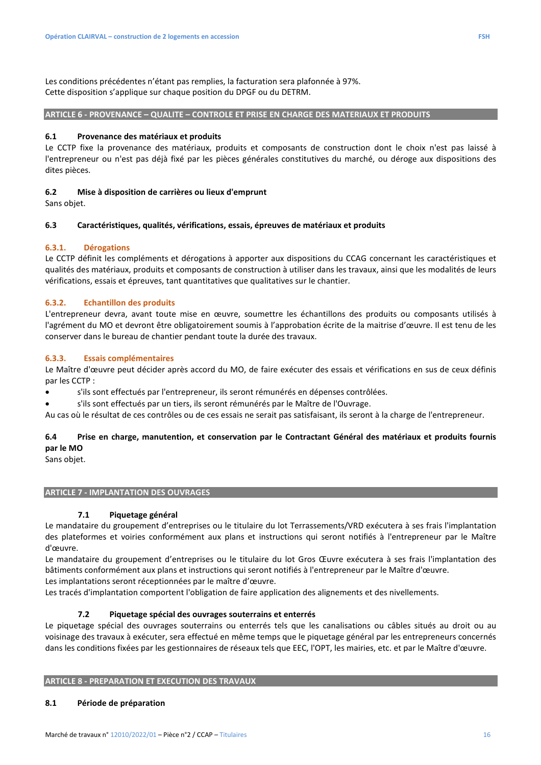Les conditions précédentes n'étant pas remplies, la facturation sera plafonnée à 97%.
Cette disposition s'applique sur chaque position du DPGF ou du DETRM.

## ARTICLE 6 - PROVENANCE – QUALITE – CONTROLE ET PRISE EN CHARGE DES MATERIAUX ET PRODUITS

### 6.1 Provenance des matériaux et produits

Le CCTP fixe la provenance des matériaux, produits et composants de construction dont le choix n'est pas laissé à l'entrepreneur ou n'est pas déjà fixé par les pièces générales constitutives du marché, ou déroge aux dispositions des dites pièces.

### 6.2 Mise à disposition de carrières ou lieux d'emprunt

Sans objet.

### 6.3 Caractéristiques, qualités, vérifications, essais, épreuves de matériaux et produits

#### 6.3.1. Dérogations

Le CCTP définit les compléments et dérogations à apporter aux dispositions du CCAG concernant les caractéristiques et qualités des matériaux, produits et composants de construction à utiliser dans les travaux, ainsi que les modalités de leurs vérifications, essais et épreuves, tant quantitatives que qualitatives sur le chantier.

#### 6.3.2. Echantillon des produits

L'entrepreneur devra, avant toute mise en œuvre, soumettre les échantillons des produits ou composants utilisés à l'agrément du MO et devront être obligatoirement soumis à l'approbation écrite de la maitrise d'œuvre. Il est tenu de les conserver dans le bureau de chantier pendant toute la durée des travaux.

#### 6.3.3. Essais complémentaires

Le Maître d'œuvre peut décider après accord du MO, de faire exécuter des essais et vérifications en sus de ceux définis par les CCTP :

- s'ils sont effectués par l'entrepreneur, ils seront rémunérés en dépenses contrôlées.
- s'ils sont effectués par un tiers, ils seront rémunérés par le Maître de l'Ouvrage.

Au cas où le résultat de ces contrôles ou de ces essais ne serait pas satisfaisant, ils seront à la charge de l'entrepreneur.

### 6.4 Prise en charge, manutention, et conservation par le Contractant Général des matériaux et produits fournis par le MO

Sans objet.

## ARTICLE 7 - IMPLANTATION DES OUVRAGES

### 7.1 Piquetage général

Le mandataire du groupement d'entreprises ou le titulaire du lot Terrassements/VRD exécutera à ses frais l'implantation des plateformes et voiries conformément aux plans et instructions qui seront notifiés à l'entrepreneur par le Maître d'œuvre.
Le mandataire du groupement d'entreprises ou le titulaire du lot Gros Œuvre exécutera à ses frais l'implantation des bâtiments conformément aux plans et instructions qui seront notifiés à l'entrepreneur par le Maître d'œuvre.
Les implantations seront réceptionnées par le maître d'œuvre.
Les tracés d'implantation comportent l'obligation de faire application des alignements et des nivellements.

### 7.2 Piquetage spécial des ouvrages souterrains et enterrés

Le piquetage spécial des ouvrages souterrains ou enterrés tels que les canalisations ou câbles situés au droit ou au voisinage des travaux à exécuter, sera effectué en même temps que le piquetage général par les entrepreneurs concernés dans les conditions fixées par les gestionnaires de réseaux tels que EEC, l'OPT, les mairies, etc. et par le Maître d'œuvre.

## ARTICLE 8 - PREPARATION ET EXECUTION DES TRAVAUX

### 8.1 Période de préparation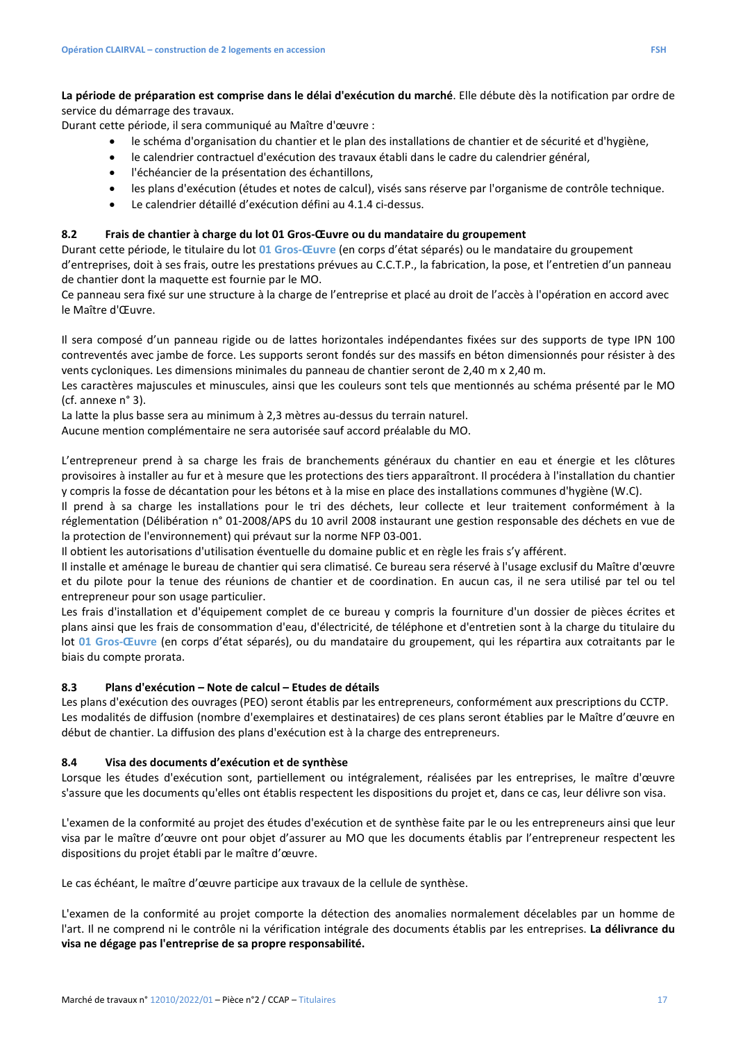**La période de préparation est comprise dans le délai d'exécution du marché**. Elle débute dès la notification par ordre de service du démarrage des travaux.

Durant cette période, il sera communiqué au Maître d'œuvre :

- le schéma d'organisation du chantier et le plan des installations de chantier et de sécurité et d'hygiène,
- le calendrier contractuel d'exécution des travaux établi dans le cadre du calendrier général,
- l'échéancier de la présentation des échantillons,
- les plans d'exécution (études et notes de calcul), visés sans réserve par l'organisme de contrôle technique.
- Le calendrier détaillé d'exécution défini au 4.1.4 ci-dessus.

### 8.2 Frais de chantier à charge du lot 01 Gros-Œuvre ou du mandataire du groupement

Durant cette période, le titulaire du lot **01 Gros-Œuvre** (en corps d'état séparés) ou le mandataire du groupement d'entreprises, doit à ses frais, outre les prestations prévues au C.C.T.P., la fabrication, la pose, et l'entretien d'un panneau de chantier dont la maquette est fournie par le MO.

Ce panneau sera fixé sur une structure à la charge de l'entreprise et placé au droit de l'accès à l'opération en accord avec le Maître d'Œuvre.

Il sera composé d'un panneau rigide ou de lattes horizontales indépendantes fixées sur des supports de type IPN 100 contreventés avec jambe de force. Les supports seront fondés sur des massifs en béton dimensionnés pour résister à des vents cycloniques. Les dimensions minimales du panneau de chantier seront de 2,40 m x 2,40 m.

Les caractères majuscules et minuscules, ainsi que les couleurs sont tels que mentionnés au schéma présenté par le MO (cf. annexe n° 3).

La latte la plus basse sera au minimum à 2,3 mètres au-dessus du terrain naturel.

Aucune mention complémentaire ne sera autorisée sauf accord préalable du MO.

L'entrepreneur prend à sa charge les frais de branchements généraux du chantier en eau et énergie et les clôtures provisoires à installer au fur et à mesure que les protections des tiers apparaîtront. Il procédera à l'installation du chantier y compris la fosse de décantation pour les bétons et à la mise en place des installations communes d'hygiène (W.C).

Il prend à sa charge les installations pour le tri des déchets, leur collecte et leur traitement conformément à la réglementation (Délibération n° 01-2008/APS du 10 avril 2008 instaurant une gestion responsable des déchets en vue de la protection de l'environnement) qui prévaut sur la norme NFP 03-001.

Il obtient les autorisations d'utilisation éventuelle du domaine public et en règle les frais s'y afférent.

Il installe et aménage le bureau de chantier qui sera climatisé. Ce bureau sera réservé à l'usage exclusif du Maître d'œuvre et du pilote pour la tenue des réunions de chantier et de coordination. En aucun cas, il ne sera utilisé par tel ou tel entrepreneur pour son usage particulier.

Les frais d'installation et d'équipement complet de ce bureau y compris la fourniture d'un dossier de pièces écrites et plans ainsi que les frais de consommation d'eau, d'électricité, de téléphone et d'entretien sont à la charge du titulaire du lot **01 Gros-Œuvre** (en corps d'état séparés), ou du mandataire du groupement, qui les répartira aux cotraitants par le biais du compte prorata.

### 8.3 Plans d'exécution – Note de calcul – Etudes de détails

Les plans d'exécution des ouvrages (PEO) seront établis par les entrepreneurs, conformément aux prescriptions du CCTP. Les modalités de diffusion (nombre d'exemplaires et destinataires) de ces plans seront établies par le Maître d'œuvre en début de chantier. La diffusion des plans d'exécution est à la charge des entrepreneurs.

### 8.4 Visa des documents d'exécution et de synthèse

Lorsque les études d'exécution sont, partiellement ou intégralement, réalisées par les entreprises, le maître d'œuvre s'assure que les documents qu'elles ont établis respectent les dispositions du projet et, dans ce cas, leur délivre son visa.

L'examen de la conformité au projet des études d'exécution et de synthèse faite par le ou les entrepreneurs ainsi que leur visa par le maître d'œuvre ont pour objet d'assurer au MO que les documents établis par l'entrepreneur respectent les dispositions du projet établi par le maître d'œuvre.

Le cas échéant, le maître d'œuvre participe aux travaux de la cellule de synthèse.

L'examen de la conformité au projet comporte la détection des anomalies normalement décelables par un homme de l'art. Il ne comprend ni le contrôle ni la vérification intégrale des documents établis par les entreprises. **La délivrance du visa ne dégage pas l'entreprise de sa propre responsabilité.**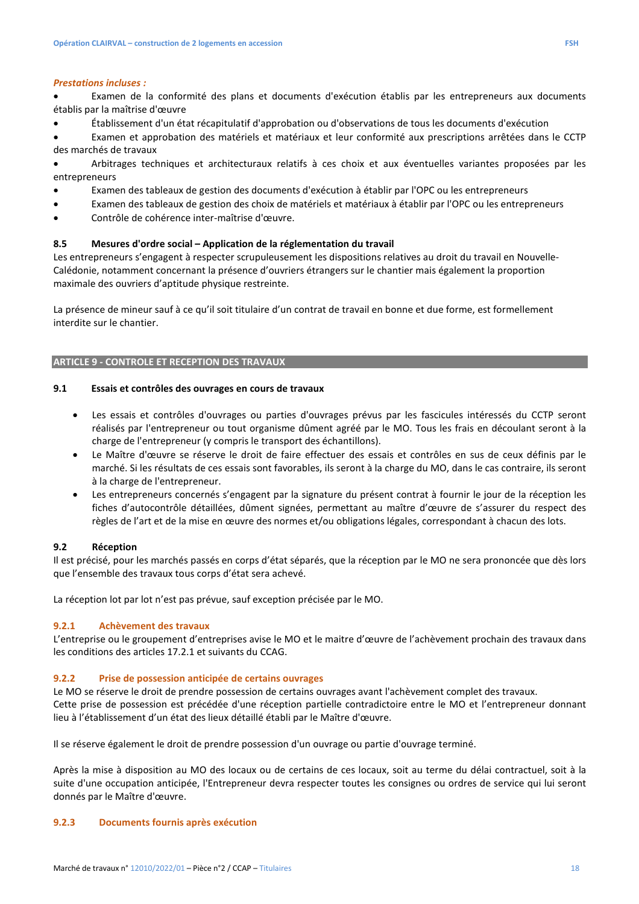*Prestations incluses :*

- Examen de la conformité des plans et documents d'exécution établis par les entrepreneurs aux documents établis par la maîtrise d'œuvre
- Établissement d'un état récapitulatif d'approbation ou d'observations de tous les documents d'exécution
- Examen et approbation des matériels et matériaux et leur conformité aux prescriptions arrêtées dans le CCTP des marchés de travaux
- Arbitrages techniques et architecturaux relatifs à ces choix et aux éventuelles variantes proposées par les entrepreneurs
- Examen des tableaux de gestion des documents d'exécution à établir par l'OPC ou les entrepreneurs
- Examen des tableaux de gestion des choix de matériels et matériaux à établir par l'OPC ou les entrepreneurs
- Contrôle de cohérence inter-maîtrise d'œuvre.

### 8.5 Mesures d'ordre social – Application de la réglementation du travail

Les entrepreneurs s'engagent à respecter scrupuleusement les dispositions relatives au droit du travail en Nouvelle-Calédonie, notamment concernant la présence d'ouvriers étrangers sur le chantier mais également la proportion maximale des ouvriers d'aptitude physique restreinte.

La présence de mineur sauf à ce qu'il soit titulaire d'un contrat de travail en bonne et due forme, est formellement interdite sur le chantier.

## ARTICLE 9 - CONTROLE ET RECEPTION DES TRAVAUX

### 9.1 Essais et contrôles des ouvrages en cours de travaux

- Les essais et contrôles d'ouvrages ou parties d'ouvrages prévus par les fascicules intéressés du CCTP seront réalisés par l'entrepreneur ou tout organisme dûment agréé par le MO. Tous les frais en découlant seront à la charge de l'entrepreneur (y compris le transport des échantillons).
- Le Maître d'œuvre se réserve le droit de faire effectuer des essais et contrôles en sus de ceux définis par le marché. Si les résultats de ces essais sont favorables, ils seront à la charge du MO, dans le cas contraire, ils seront à la charge de l'entrepreneur.
- Les entrepreneurs concernés s'engagent par la signature du présent contrat à fournir le jour de la réception les fiches d'autocontrôle détaillées, dûment signées, permettant au maître d'œuvre de s'assurer du respect des règles de l'art et de la mise en œuvre des normes et/ou obligations légales, correspondant à chacun des lots.

### 9.2 Réception

Il est précisé, pour les marchés passés en corps d'état séparés, que la réception par le MO ne sera prononcée que dès lors que l'ensemble des travaux tous corps d'état sera achevé.

La réception lot par lot n'est pas prévue, sauf exception précisée par le MO.

#### 9.2.1 Achèvement des travaux

L'entreprise ou le groupement d'entreprises avise le MO et le maitre d'œuvre de l'achèvement prochain des travaux dans les conditions des articles 17.2.1 et suivants du CCAG.

#### 9.2.2 Prise de possession anticipée de certains ouvrages

Le MO se réserve le droit de prendre possession de certains ouvrages avant l'achèvement complet des travaux.
Cette prise de possession est précédée d'une réception partielle contradictoire entre le MO et l'entrepreneur donnant lieu à l'établissement d'un état des lieux détaillé établi par le Maître d'œuvre.

Il se réserve également le droit de prendre possession d'un ouvrage ou partie d'ouvrage terminé.

Après la mise à disposition au MO des locaux ou de certains de ces locaux, soit au terme du délai contractuel, soit à la suite d'une occupation anticipée, l'Entrepreneur devra respecter toutes les consignes ou ordres de service qui lui seront donnés par le Maître d'œuvre.

#### 9.2.3 Documents fournis après exécution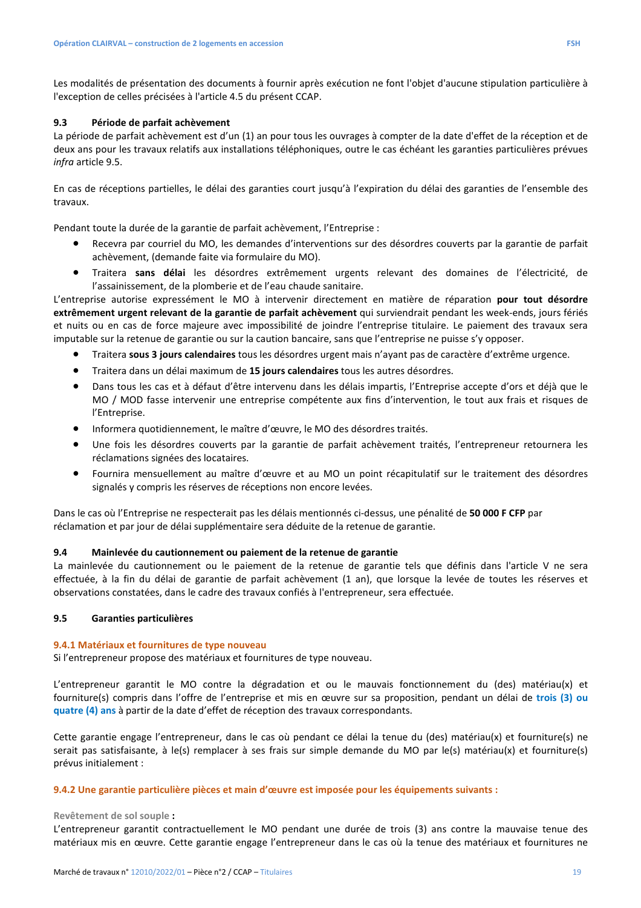Les modalités de présentation des documents à fournir après exécution ne font l'objet d'aucune stipulation particulière à l'exception de celles précisées à l'article 4.5 du présent CCAP.

### 9.3 Période de parfait achèvement

La période de parfait achèvement est d'un (1) an pour tous les ouvrages à compter de la date d'effet de la réception et de deux ans pour les travaux relatifs aux installations téléphoniques, outre le cas échéant les garanties particulières prévues *infra* article 9.5.

En cas de réceptions partielles, le délai des garanties court jusqu'à l'expiration du délai des garanties de l'ensemble des travaux.

Pendant toute la durée de la garantie de parfait achèvement, l'Entreprise :

- Recevra par courriel du MO, les demandes d'interventions sur des désordres couverts par la garantie de parfait achèvement, (demande faite via formulaire du MO).
- Traitera **sans délai** les désordres extrêmement urgents relevant des domaines de l'électricité, de l'assainissement, de la plomberie et de l'eau chaude sanitaire.

L'entreprise autorise expressément le MO à intervenir directement en matière de réparation **pour tout désordre extrêmement urgent relevant de la garantie de parfait achèvement** qui surviendrait pendant les week-ends, jours fériés et nuits ou en cas de force majeure avec impossibilité de joindre l'entreprise titulaire. Le paiement des travaux sera imputable sur la retenue de garantie ou sur la caution bancaire, sans que l'entreprise ne puisse s'y opposer.

- Traitera **sous 3 jours calendaires** tous les désordres urgent mais n'ayant pas de caractère d'extrême urgence.
- Traitera dans un délai maximum de **15 jours calendaires** tous les autres désordres.
- Dans tous les cas et à défaut d'être intervenu dans les délais impartis, l'Entreprise accepte d'ors et déjà que le MO / MOD fasse intervenir une entreprise compétente aux fins d'intervention, le tout aux frais et risques de l'Entreprise.
- Informera quotidiennement, le maître d'œuvre, le MO des désordres traités.
- Une fois les désordres couverts par la garantie de parfait achèvement traités, l'entrepreneur retournera les réclamations signées des locataires.
- Fournira mensuellement au maître d'œuvre et au MO un point récapitulatif sur le traitement des désordres signalés y compris les réserves de réceptions non encore levées.

Dans le cas où l'Entreprise ne respecterait pas les délais mentionnés ci-dessus, une pénalité de **50 000 F CFP** par réclamation et par jour de délai supplémentaire sera déduite de la retenue de garantie.

### 9.4 Mainlevée du cautionnement ou paiement de la retenue de garantie

La mainlevée du cautionnement ou le paiement de la retenue de garantie tels que définis dans l'article V ne sera effectuée, à la fin du délai de garantie de parfait achèvement (1 an), que lorsque la levée de toutes les réserves et observations constatées, dans le cadre des travaux confiés à l'entrepreneur, sera effectuée.

### 9.5 Garanties particulières

#### 9.4.1 Matériaux et fournitures de type nouveau

Si l'entrepreneur propose des matériaux et fournitures de type nouveau.

L'entrepreneur garantit le MO contre la dégradation et ou le mauvais fonctionnement du (des) matériau(x) et fourniture(s) compris dans l'offre de l'entreprise et mis en œuvre sur sa proposition, pendant un délai de **trois (3) ou quatre (4) ans** à partir de la date d'effet de réception des travaux correspondants.

Cette garantie engage l'entrepreneur, dans le cas où pendant ce délai la tenue du (des) matériau(x) et fourniture(s) ne serait pas satisfaisante, à le(s) remplacer à ses frais sur simple demande du MO par le(s) matériau(x) et fourniture(s) prévus initialement :

#### 9.4.2 Une garantie particulière pièces et main d'œuvre est imposée pour les équipements suivants :

**Revêtement de sol souple :**

L'entrepreneur garantit contractuellement le MO pendant une durée de trois (3) ans contre la mauvaise tenue des matériaux mis en œuvre. Cette garantie engage l'entrepreneur dans le cas où la tenue des matériaux et fournitures ne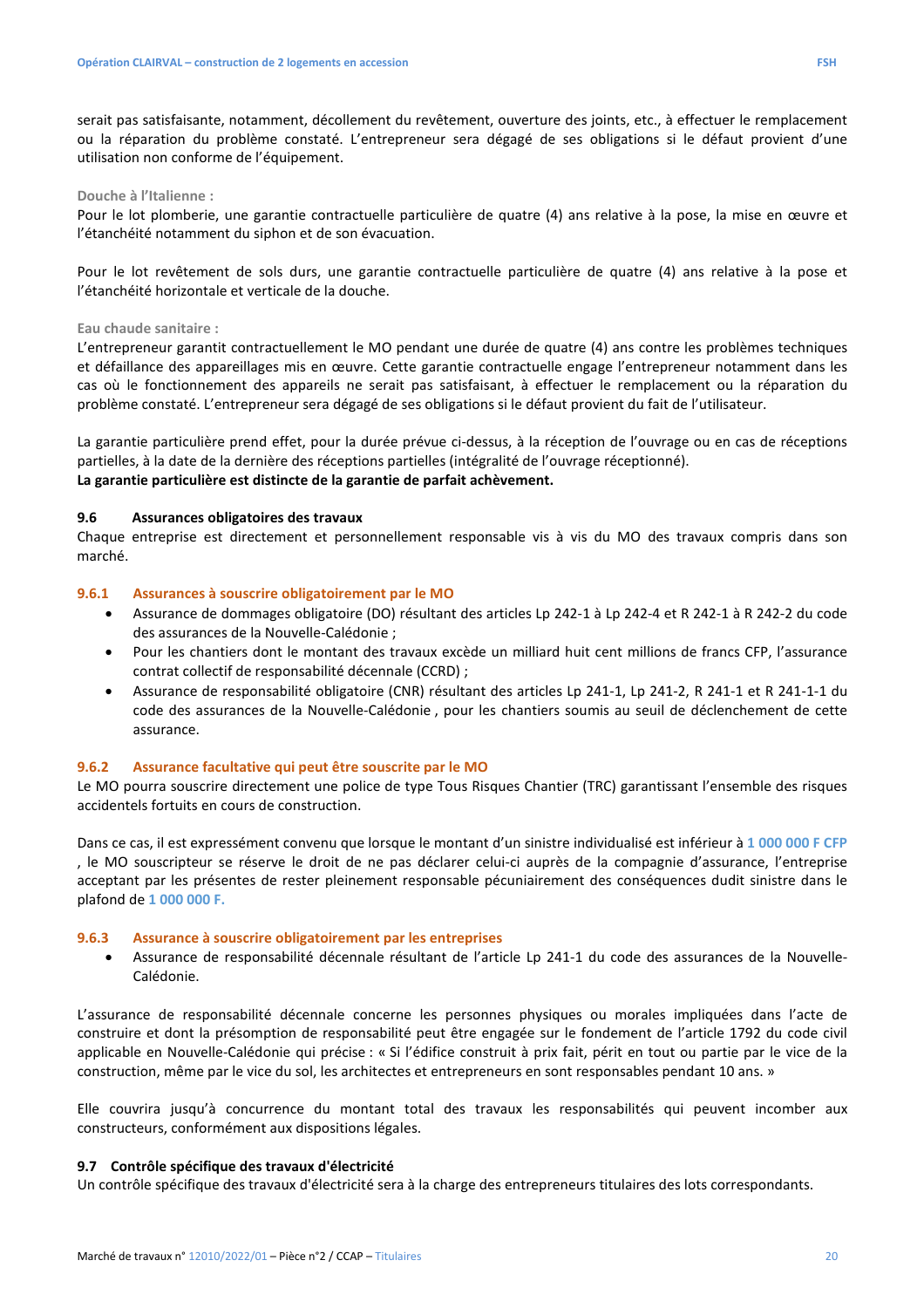serait pas satisfaisante, notamment, décollement du revêtement, ouverture des joints, etc., à effectuer le remplacement ou la réparation du problème constaté. L'entrepreneur sera dégagé de ses obligations si le défaut provient d'une utilisation non conforme de l'équipement.

Douche à l'Italienne :

Pour le lot plomberie, une garantie contractuelle particulière de quatre (4) ans relative à la pose, la mise en œuvre et l'étanchéité notamment du siphon et de son évacuation.

Pour le lot revêtement de sols durs, une garantie contractuelle particulière de quatre (4) ans relative à la pose et l'étanchéité horizontale et verticale de la douche.

Eau chaude sanitaire :

L'entrepreneur garantit contractuellement le MO pendant une durée de quatre (4) ans contre les problèmes techniques et défaillance des appareillages mis en œuvre. Cette garantie contractuelle engage l'entrepreneur notamment dans les cas où le fonctionnement des appareils ne serait pas satisfaisant, à effectuer le remplacement ou la réparation du problème constaté. L'entrepreneur sera dégagé de ses obligations si le défaut provient du fait de l'utilisateur.

La garantie particulière prend effet, pour la durée prévue ci-dessus, à la réception de l'ouvrage ou en cas de réceptions partielles, à la date de la dernière des réceptions partielles (intégralité de l'ouvrage réceptionné).
**La garantie particulière est distincte de la garantie de parfait achèvement.**

## 9.6 Assurances obligatoires des travaux

Chaque entreprise est directement et personnellement responsable vis à vis du MO des travaux compris dans son marché.

### 9.6.1 Assurances à souscrire obligatoirement par le MO

- Assurance de dommages obligatoire (DO) résultant des articles Lp 242-1 à Lp 242-4 et R 242-1 à R 242-2 du code des assurances de la Nouvelle-Calédonie ;
- Pour les chantiers dont le montant des travaux excède un milliard huit cent millions de francs CFP, l'assurance contrat collectif de responsabilité décennale (CCRD) ;
- Assurance de responsabilité obligatoire (CNR) résultant des articles Lp 241-1, Lp 241-2, R 241-1 et R 241-1-1 du code des assurances de la Nouvelle-Calédonie , pour les chantiers soumis au seuil de déclenchement de cette assurance.

### 9.6.2 Assurance facultative qui peut être souscrite par le MO

Le MO pourra souscrire directement une police de type Tous Risques Chantier (TRC) garantissant l'ensemble des risques accidentels fortuits en cours de construction.

Dans ce cas, il est expressément convenu que lorsque le montant d'un sinistre individualisé est inférieur à 1 000 000 F CFP , le MO souscripteur se réserve le droit de ne pas déclarer celui-ci auprès de la compagnie d'assurance, l'entreprise acceptant par les présentes de rester pleinement responsable pécuniairement des conséquences dudit sinistre dans le plafond de 1 000 000 F.

### 9.6.3 Assurance à souscrire obligatoirement par les entreprises

- Assurance de responsabilité décennale résultant de l'article Lp 241-1 du code des assurances de la Nouvelle-Calédonie.

L'assurance de responsabilité décennale concerne les personnes physiques ou morales impliquées dans l'acte de construire et dont la présomption de responsabilité peut être engagée sur le fondement de l'article 1792 du code civil applicable en Nouvelle-Calédonie qui précise : « Si l'édifice construit à prix fait, périt en tout ou partie par le vice de la construction, même par le vice du sol, les architectes et entrepreneurs en sont responsables pendant 10 ans. »

Elle couvrira jusqu'à concurrence du montant total des travaux les responsabilités qui peuvent incomber aux constructeurs, conformément aux dispositions légales.

## 9.7 Contrôle spécifique des travaux d'électricité

Un contrôle spécifique des travaux d'électricité sera à la charge des entrepreneurs titulaires des lots correspondants.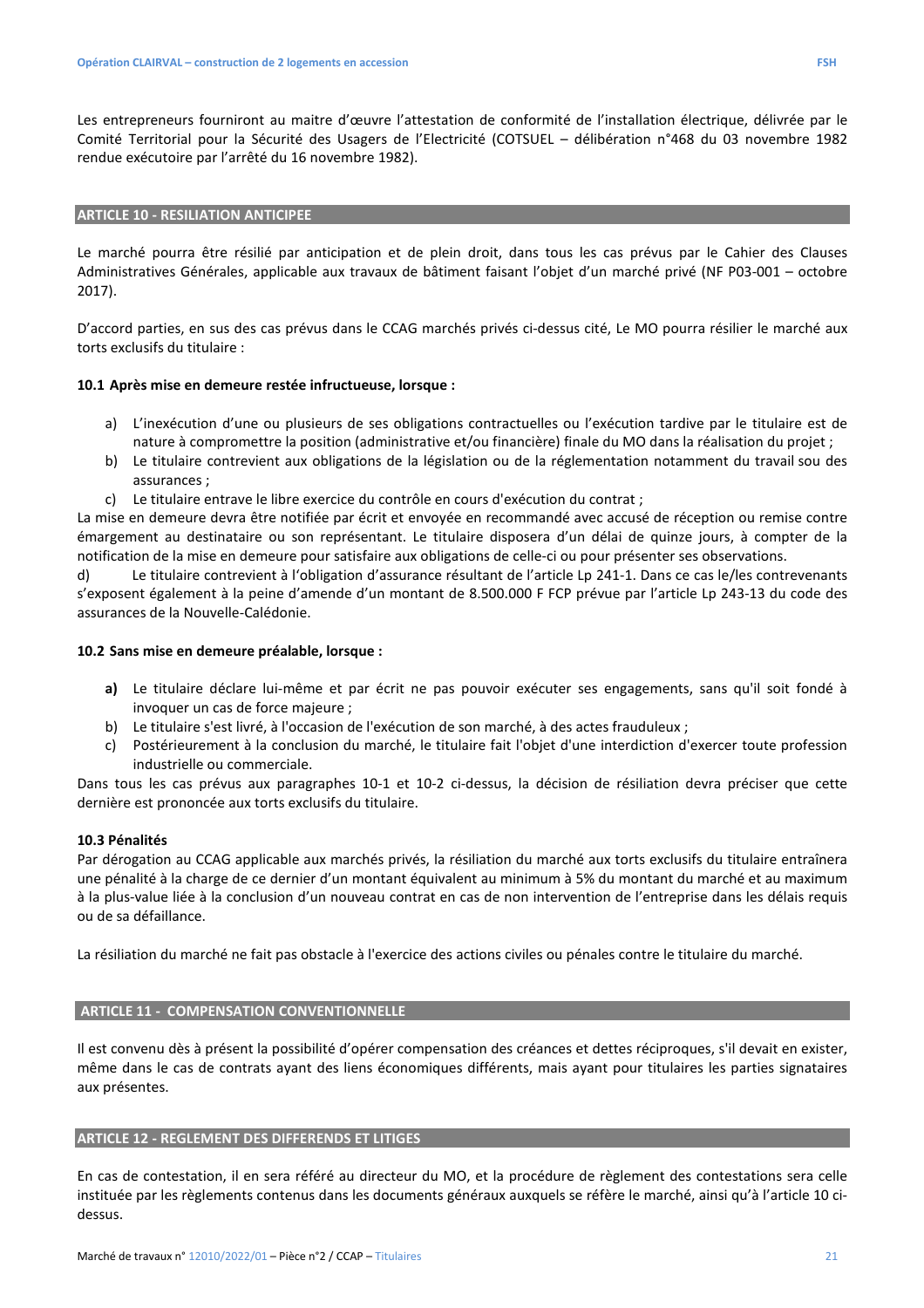Les entrepreneurs fourniront au maitre d'œuvre l'attestation de conformité de l'installation électrique, délivrée par le Comité Territorial pour la Sécurité des Usagers de l'Electricité (COTSUEL – délibération n°468 du 03 novembre 1982 rendue exécutoire par l'arrêté du 16 novembre 1982).

## ARTICLE 10 - RESILIATION ANTICIPEE

Le marché pourra être résilié par anticipation et de plein droit, dans tous les cas prévus par le Cahier des Clauses Administratives Générales, applicable aux travaux de bâtiment faisant l'objet d'un marché privé (NF P03-001 – octobre 2017).

D'accord parties, en sus des cas prévus dans le CCAG marchés privés ci-dessus cité, Le MO pourra résilier le marché aux torts exclusifs du titulaire :

### 10.1 Après mise en demeure restée infructueuse, lorsque :

a) L'inexécution d'une ou plusieurs de ses obligations contractuelles ou l'exécution tardive par le titulaire est de nature à compromettre la position (administrative et/ou financière) finale du MO dans la réalisation du projet ;
b) Le titulaire contrevient aux obligations de la législation ou de la réglementation notamment du travail sou des assurances ;
c) Le titulaire entrave le libre exercice du contrôle en cours d'exécution du contrat ;

La mise en demeure devra être notifiée par écrit et envoyée en recommandé avec accusé de réception ou remise contre émargement au destinataire ou son représentant. Le titulaire disposera d'un délai de quinze jours, à compter de la notification de la mise en demeure pour satisfaire aux obligations de celle-ci ou pour présenter ses observations.

d) Le titulaire contrevient à l'obligation d'assurance résultant de l'article Lp 241-1. Dans ce cas le/les contrevenants s'exposent également à la peine d'amende d'un montant de 8.500.000 F FCP prévue par l'article Lp 243-13 du code des assurances de la Nouvelle-Calédonie.

### 10.2 Sans mise en demeure préalable, lorsque :

**a)** Le titulaire déclare lui-même et par écrit ne pas pouvoir exécuter ses engagements, sans qu'il soit fondé à invoquer un cas de force majeure ;
b) Le titulaire s'est livré, à l'occasion de l'exécution de son marché, à des actes frauduleux ;
c) Postérieurement à la conclusion du marché, le titulaire fait l'objet d'une interdiction d'exercer toute profession industrielle ou commerciale.

Dans tous les cas prévus aux paragraphes 10-1 et 10-2 ci-dessus, la décision de résiliation devra préciser que cette dernière est prononcée aux torts exclusifs du titulaire.

### 10.3 Pénalités

Par dérogation au CCAG applicable aux marchés privés, la résiliation du marché aux torts exclusifs du titulaire entraînera une pénalité à la charge de ce dernier d'un montant équivalent au minimum à 5% du montant du marché et au maximum à la plus-value liée à la conclusion d'un nouveau contrat en cas de non intervention de l'entreprise dans les délais requis ou de sa défaillance.

La résiliation du marché ne fait pas obstacle à l'exercice des actions civiles ou pénales contre le titulaire du marché.

## ARTICLE 11 - COMPENSATION CONVENTIONNELLE

Il est convenu dès à présent la possibilité d'opérer compensation des créances et dettes réciproques, s'il devait en exister, même dans le cas de contrats ayant des liens économiques différents, mais ayant pour titulaires les parties signataires aux présentes.

## ARTICLE 12 - REGLEMENT DES DIFFERENDS ET LITIGES

En cas de contestation, il en sera référé au directeur du MO, et la procédure de règlement des contestations sera celle instituée par les règlements contenus dans les documents généraux auxquels se réfère le marché, ainsi qu'à l'article 10 ci-dessus.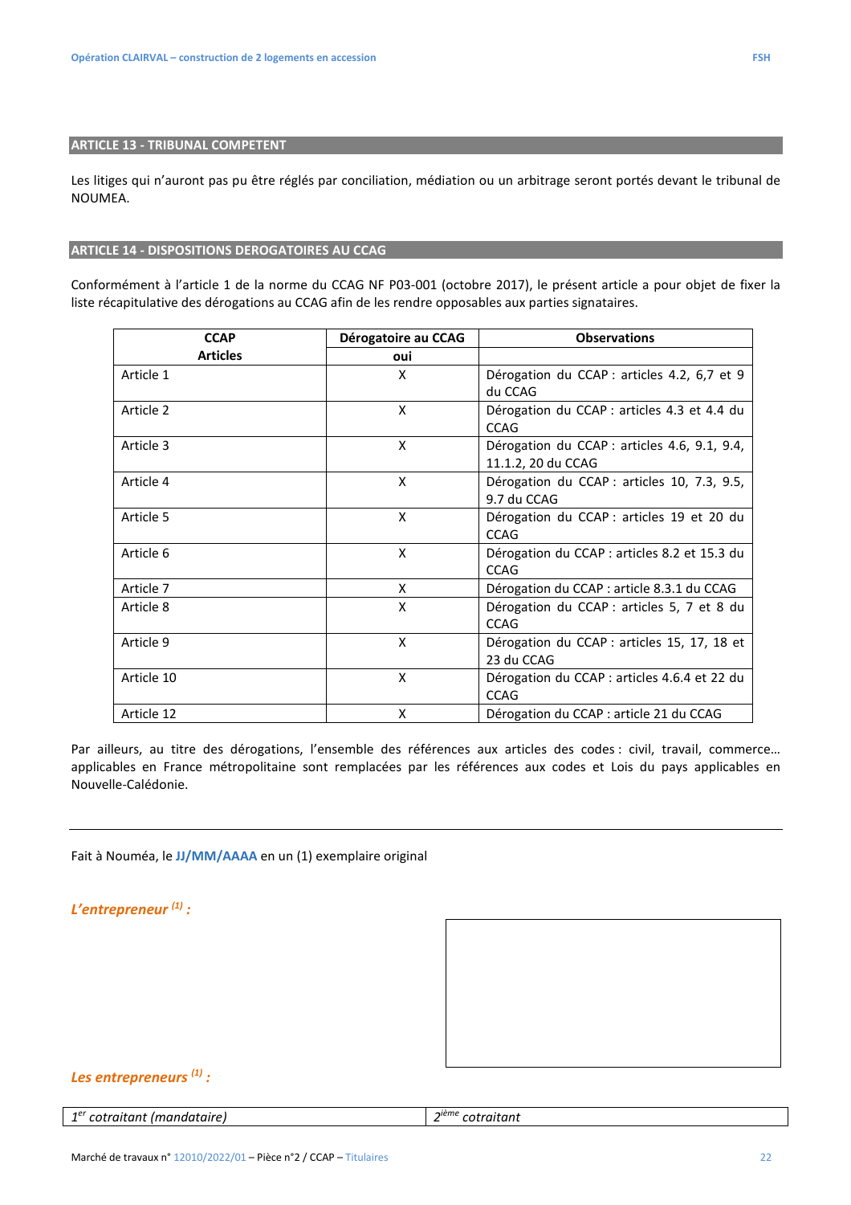## ARTICLE 13 - TRIBUNAL COMPETENT

Les litiges qui n'auront pas pu être réglés par conciliation, médiation ou un arbitrage seront portés devant le tribunal de NOUMEA.

## ARTICLE 14 - DISPOSITIONS DEROGATOIRES AU CCAG

Conformément à l'article 1 de la norme du CCAG NF P03-001 (octobre 2017), le présent article a pour objet de fixer la liste récapitulative des dérogations au CCAG afin de les rendre opposables aux parties signataires.

| CCAP Articles | Dérogatoire au CCAG oui | Observations |
|---|---|---|
| Article 1 | X | Dérogation du CCAP : articles 4.2, 6,7 et 9 du CCAG |
| Article 2 | X | Dérogation du CCAP : articles 4.3 et 4.4 du CCAG |
| Article 3 | X | Dérogation du CCAP : articles 4.6, 9.1, 9.4, 11.1.2, 20 du CCAG |
| Article 4 | X | Dérogation du CCAP : articles 10, 7.3, 9.5, 9.7 du CCAG |
| Article 5 | X | Dérogation du CCAP : articles 19 et 20 du CCAG |
| Article 6 | X | Dérogation du CCAP : articles 8.2 et 15.3 du CCAG |
| Article 7 | X | Dérogation du CCAP : article 8.3.1 du CCAG |
| Article 8 | X | Dérogation du CCAP : articles 5, 7 et 8 du CCAG |
| Article 9 | X | Dérogation du CCAP : articles 15, 17, 18 et 23 du CCAG |
| Article 10 | X | Dérogation du CCAP : articles 4.6.4 et 22 du CCAG |
| Article 12 | X | Dérogation du CCAP : article 21 du CCAG |

Par ailleurs, au titre des dérogations, l'ensemble des références aux articles des codes : civil, travail, commerce… applicables en France métropolitaine sont remplacées par les références aux codes et Lois du pays applicables en Nouvelle-Calédonie.

---

Fait à Nouméa, le **JJ/MM/AAAA** en un (1) exemplaire original

***L'entrepreneur [1] :***

***Les entrepreneurs [1] :***

| *1er cotraitant (mandataire)* | *2ième cotraitant* |
|---|---|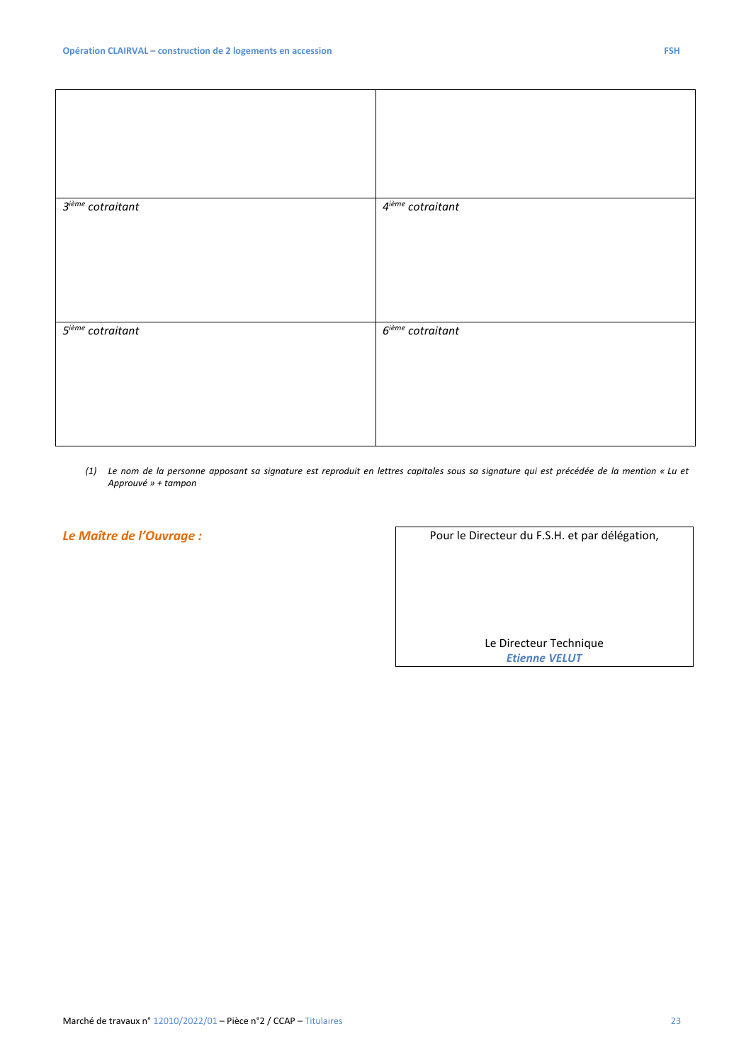| | |
|---|---|
| | |
| *3ième cotraitant* | *4ième cotraitant* |
| *5ième cotraitant* | *6ième cotraitant* |

*(1) Le nom de la personne apposant sa signature est reproduit en lettres capitales sous sa signature qui est précédée de la mention « Lu et Approuvé » + tampon*

***Le Maître de l'Ouvrage :***

| Pour le Directeur du F.S.H. et par délégation,<br><br><br><br>Le Directeur Technique<br>***Etienne VELUT*** |
|---|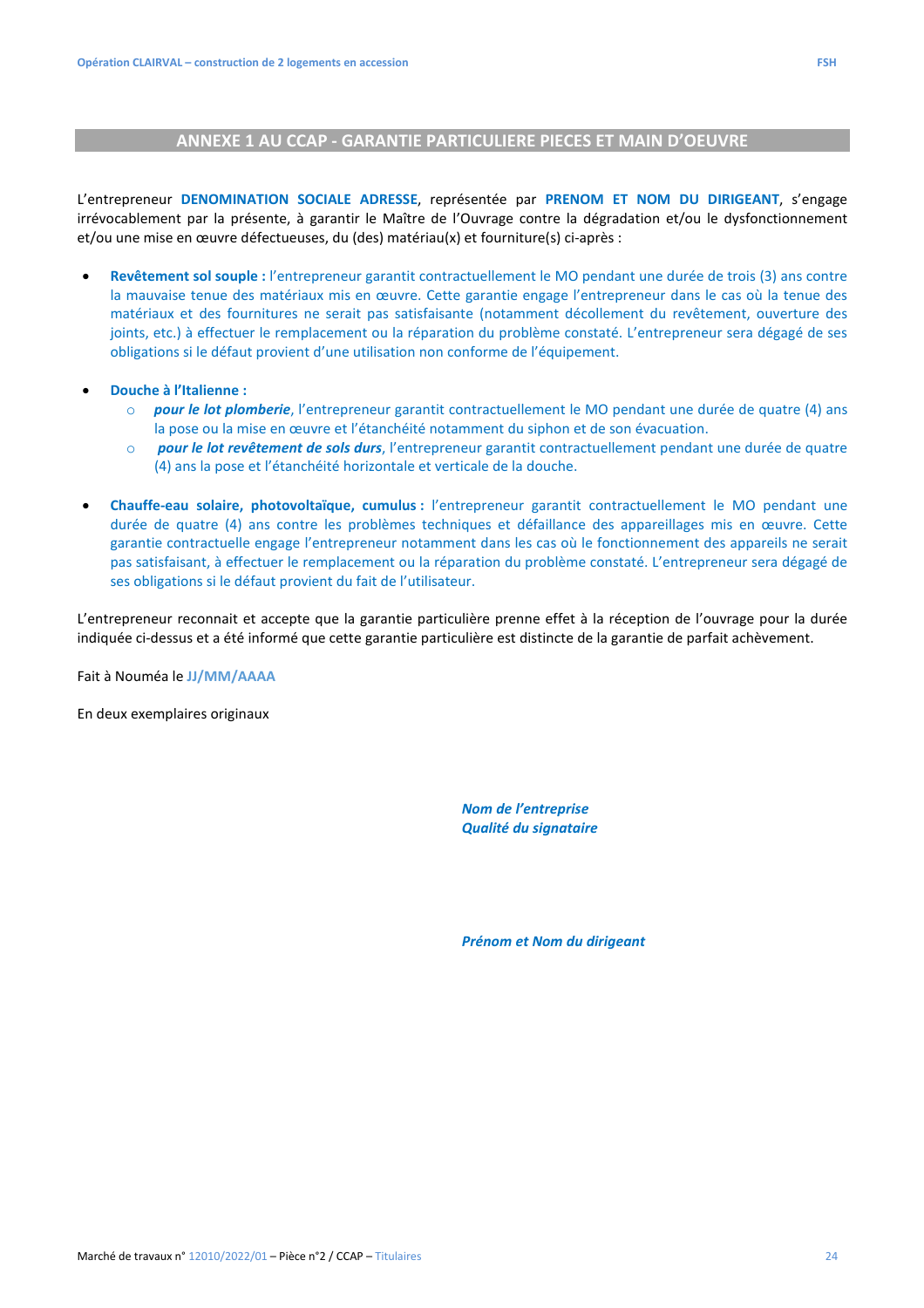# ANNEXE 1 AU CCAP - GARANTIE PARTICULIERE PIECES ET MAIN D'OEUVRE

L'entrepreneur **DENOMINATION SOCIALE ADRESSE**, représentée par **PRENOM ET NOM DU DIRIGEANT**, s'engage irrévocablement par la présente, à garantir le Maître de l'Ouvrage contre la dégradation et/ou le dysfonctionnement et/ou une mise en œuvre défectueuses, du (des) matériau(x) et fourniture(s) ci-après :

- **Revêtement sol souple :** l'entrepreneur garantit contractuellement le MO pendant une durée de trois (3) ans contre la mauvaise tenue des matériaux mis en œuvre. Cette garantie engage l'entrepreneur dans le cas où la tenue des matériaux et des fournitures ne serait pas satisfaisante (notamment décollement du revêtement, ouverture des joints, etc.) à effectuer le remplacement ou la réparation du problème constaté. L'entrepreneur sera dégagé de ses obligations si le défaut provient d'une utilisation non conforme de l'équipement.

- **Douche à l'Italienne :**
  - ***pour le lot plomberie***, l'entrepreneur garantit contractuellement le MO pendant une durée de quatre (4) ans la pose ou la mise en œuvre et l'étanchéité notamment du siphon et de son évacuation.
  - ***pour le lot revêtement de sols durs***, l'entrepreneur garantit contractuellement pendant une durée de quatre (4) ans la pose et l'étanchéité horizontale et verticale de la douche.

- **Chauffe-eau solaire, photovoltaïque, cumulus :** l'entrepreneur garantit contractuellement le MO pendant une durée de quatre (4) ans contre les problèmes techniques et défaillance des appareillages mis en œuvre. Cette garantie contractuelle engage l'entrepreneur notamment dans les cas où le fonctionnement des appareils ne serait pas satisfaisant, à effectuer le remplacement ou la réparation du problème constaté. L'entrepreneur sera dégagé de ses obligations si le défaut provient du fait de l'utilisateur.

L'entrepreneur reconnait et accepte que la garantie particulière prenne effet à la réception de l'ouvrage pour la durée indiquée ci-dessus et a été informé que cette garantie particulière est distincte de la garantie de parfait achèvement.

Fait à Nouméa le **JJ/MM/AAAA**

En deux exemplaires originaux

***Nom de l'entreprise***
***Qualité du signataire***

***Prénom et Nom du dirigeant***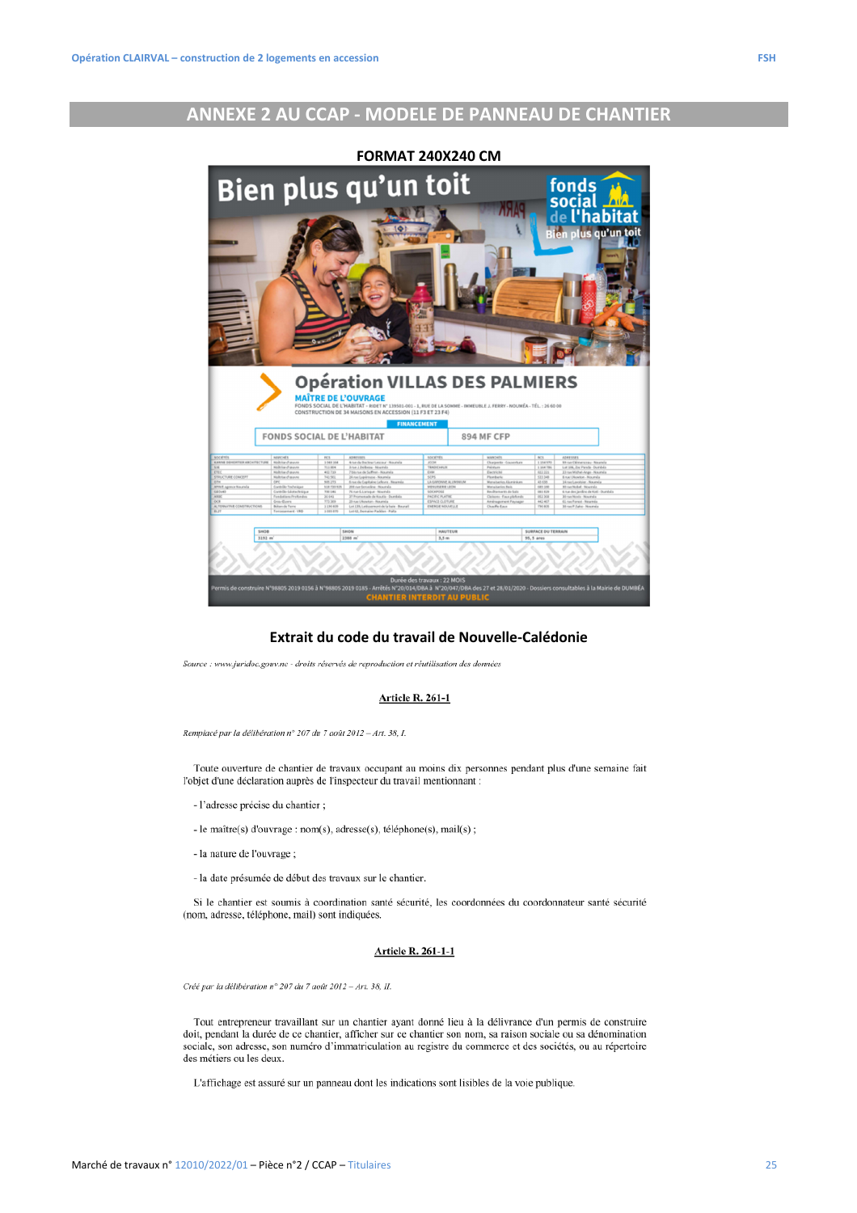## ANNEXE 2 AU CCAP - MODELE DE PANNEAU DE CHANTIER

**FORMAT 240X240 CM**

## Extrait du code du travail de Nouvelle-Calédonie

*Source : www.juridoc.gouv.nc - droits réservés de reproduction et réutilisation des données*

### Article R. 261-1

*Remplacé par la délibération n° 207 du 7 août 2012 – Art. 38, I.*

Toute ouverture de chantier de travaux occupant au moins dix personnes pendant plus d'une semaine fait l'objet d'une déclaration auprès de l'inspecteur du travail mentionnant :

- l'adresse précise du chantier ;
- le maître(s) d'ouvrage : nom(s), adresse(s), téléphone(s), mail(s) ;
- la nature de l'ouvrage ;
- la date présumée de début des travaux sur le chantier.

Si le chantier est soumis à coordination santé sécurité, les coordonnées du coordonnateur santé sécurité (nom, adresse, téléphone, mail) sont indiquées.

### Article R. 261-1-1

*Créé par la délibération n° 207 du 7 août 2012 – Art. 38, II.*

Tout entrepreneur travaillant sur un chantier ayant donné lieu à la délivrance d'un permis de construire doit, pendant la durée de ce chantier, afficher sur ce chantier son nom, sa raison sociale ou sa dénomination sociale, son adresse, son numéro d'immatriculation au registre du commerce et des sociétés, ou au répertoire des métiers ou les deux.

L'affichage est assuré sur un panneau dont les indications sont lisibles de la voie publique.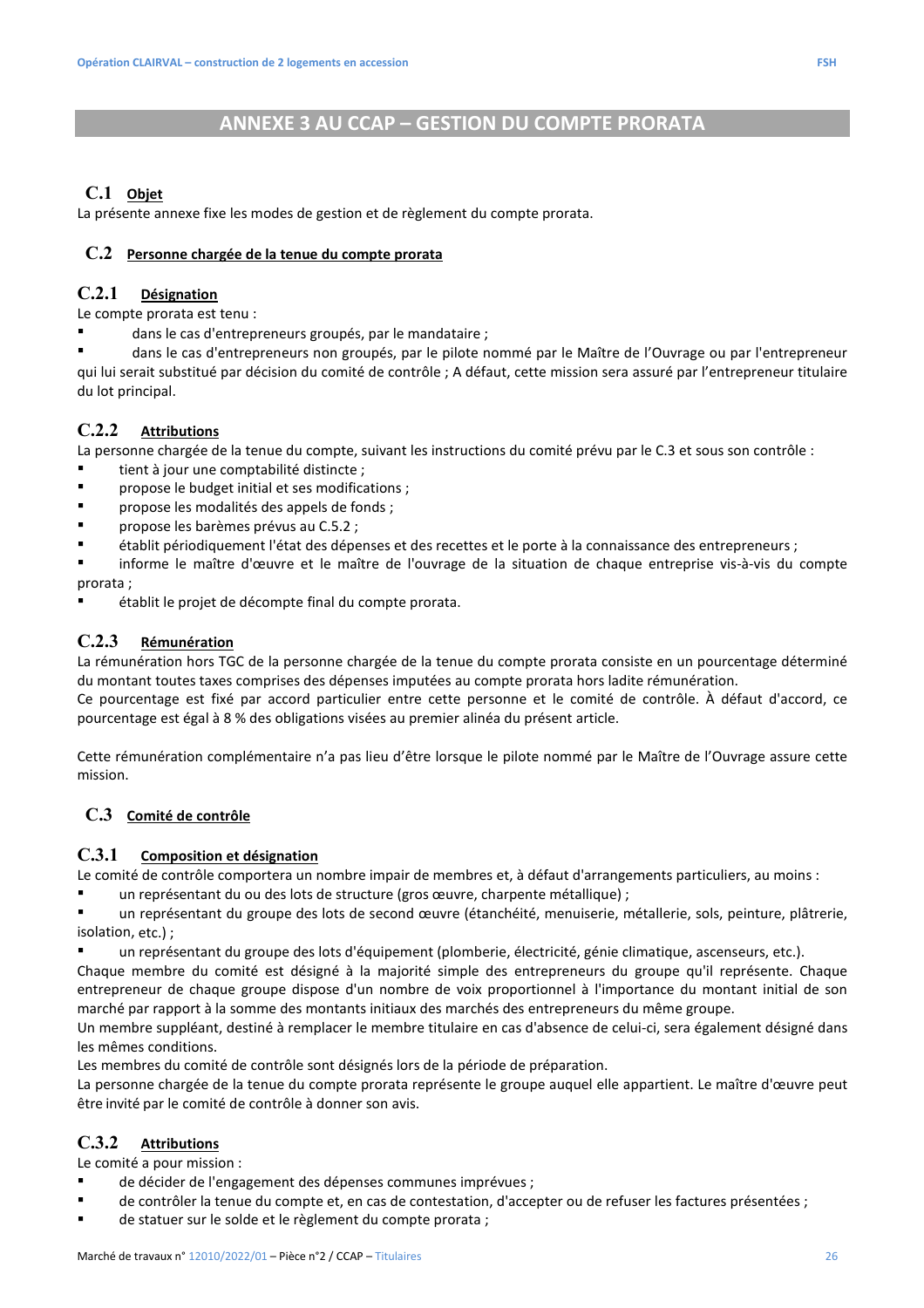# ANNEXE 3 AU CCAP – GESTION DU COMPTE PRORATA

## C.1 Objet

La présente annexe fixe les modes de gestion et de règlement du compte prorata.

## C.2 Personne chargée de la tenue du compte prorata

### C.2.1 Désignation

Le compte prorata est tenu :

- dans le cas d'entrepreneurs groupés, par le mandataire ;
- dans le cas d'entrepreneurs non groupés, par le pilote nommé par le Maître de l'Ouvrage ou par l'entrepreneur qui lui serait substitué par décision du comité de contrôle ; A défaut, cette mission sera assuré par l'entrepreneur titulaire du lot principal.

### C.2.2 Attributions

La personne chargée de la tenue du compte, suivant les instructions du comité prévu par le C.3 et sous son contrôle :

- tient à jour une comptabilité distincte ;
- propose le budget initial et ses modifications ;
- propose les modalités des appels de fonds ;
- propose les barèmes prévus au C.5.2 ;
- établit périodiquement l'état des dépenses et des recettes et le porte à la connaissance des entrepreneurs ;
- informe le maître d'œuvre et le maître de l'ouvrage de la situation de chaque entreprise vis-à-vis du compte prorata ;
- établit le projet de décompte final du compte prorata.

### C.2.3 Rémunération

La rémunération hors TGC de la personne chargée de la tenue du compte prorata consiste en un pourcentage déterminé du montant toutes taxes comprises des dépenses imputées au compte prorata hors ladite rémunération.
Ce pourcentage est fixé par accord particulier entre cette personne et le comité de contrôle. À défaut d'accord, ce pourcentage est égal à 8 % des obligations visées au premier alinéa du présent article.

Cette rémunération complémentaire n'a pas lieu d'être lorsque le pilote nommé par le Maître de l'Ouvrage assure cette mission.

## C.3 Comité de contrôle

### C.3.1 Composition et désignation

Le comité de contrôle comportera un nombre impair de membres et, à défaut d'arrangements particuliers, au moins :

- un représentant du ou des lots de structure (gros œuvre, charpente métallique) ;
- un représentant du groupe des lots de second œuvre (étanchéité, menuiserie, métallerie, sols, peinture, plâtrerie, isolation, etc.) ;
- un représentant du groupe des lots d'équipement (plomberie, électricité, génie climatique, ascenseurs, etc.).

Chaque membre du comité est désigné à la majorité simple des entrepreneurs du groupe qu'il représente. Chaque entrepreneur de chaque groupe dispose d'un nombre de voix proportionnel à l'importance du montant initial de son marché par rapport à la somme des montants initiaux des marchés des entrepreneurs du même groupe.
Un membre suppléant, destiné à remplacer le membre titulaire en cas d'absence de celui-ci, sera également désigné dans les mêmes conditions.
Les membres du comité de contrôle sont désignés lors de la période de préparation.
La personne chargée de la tenue du compte prorata représente le groupe auquel elle appartient. Le maître d'œuvre peut être invité par le comité de contrôle à donner son avis.

### C.3.2 Attributions

Le comité a pour mission :

- de décider de l'engagement des dépenses communes imprévues ;
- de contrôler la tenue du compte et, en cas de contestation, d'accepter ou de refuser les factures présentées ;
- de statuer sur le solde et le règlement du compte prorata ;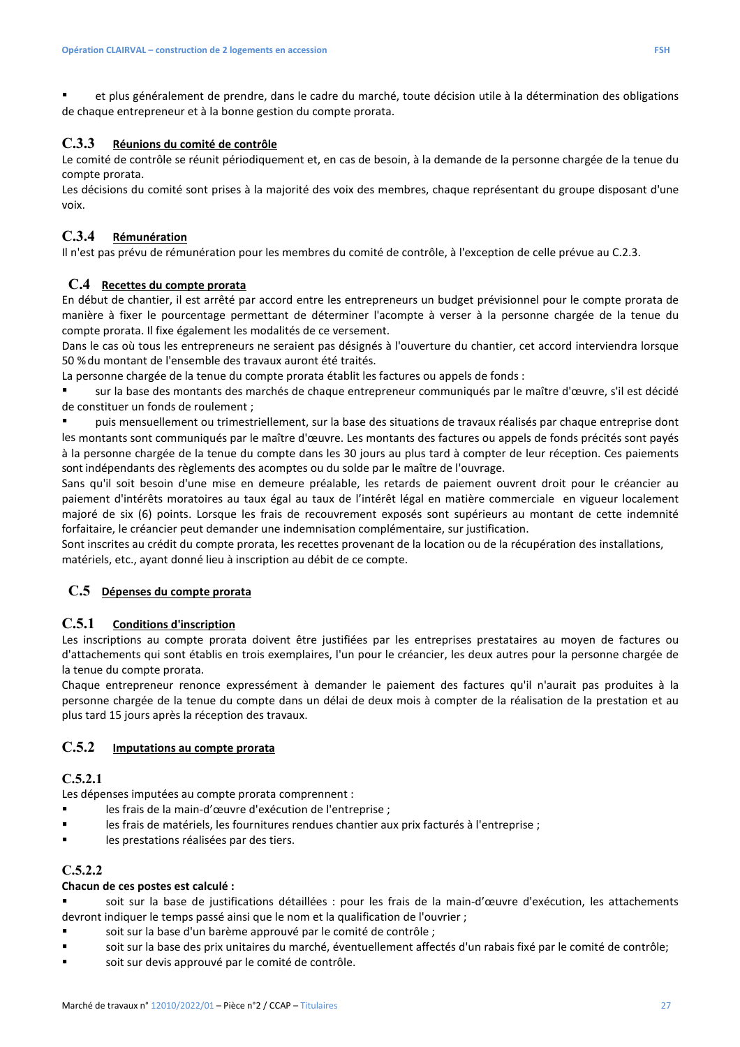- et plus généralement de prendre, dans le cadre du marché, toute décision utile à la détermination des obligations de chaque entrepreneur et à la bonne gestion du compte prorata.

### C.3.3 Réunions du comité de contrôle

Le comité de contrôle se réunit périodiquement et, en cas de besoin, à la demande de la personne chargée de la tenue du compte prorata.

Les décisions du comité sont prises à la majorité des voix des membres, chaque représentant du groupe disposant d'une voix.

### C.3.4 Rémunération

Il n'est pas prévu de rémunération pour les membres du comité de contrôle, à l'exception de celle prévue au C.2.3.

## C.4 Recettes du compte prorata

En début de chantier, il est arrêté par accord entre les entrepreneurs un budget prévisionnel pour le compte prorata de manière à fixer le pourcentage permettant de déterminer l'acompte à verser à la personne chargée de la tenue du compte prorata. Il fixe également les modalités de ce versement.

Dans le cas où tous les entrepreneurs ne seraient pas désignés à l'ouverture du chantier, cet accord interviendra lorsque 50 % du montant de l'ensemble des travaux auront été traités.

La personne chargée de la tenue du compte prorata établit les factures ou appels de fonds :

- sur la base des montants des marchés de chaque entrepreneur communiqués par le maître d'œuvre, s'il est décidé de constituer un fonds de roulement ;
- puis mensuellement ou trimestriellement, sur la base des situations de travaux réalisés par chaque entreprise dont les montants sont communiqués par le maître d'œuvre. Les montants des factures ou appels de fonds précités sont payés à la personne chargée de la tenue du compte dans les 30 jours au plus tard à compter de leur réception. Ces paiements sont indépendants des règlements des acomptes ou du solde par le maître de l'ouvrage.

Sans qu'il soit besoin d'une mise en demeure préalable, les retards de paiement ouvrent droit pour le créancier au paiement d'intérêts moratoires au taux égal au taux de l'intérêt légal en matière commerciale en vigueur localement majoré de six (6) points. Lorsque les frais de recouvrement exposés sont supérieurs au montant de cette indemnité forfaitaire, le créancier peut demander une indemnisation complémentaire, sur justification.

Sont inscrites au crédit du compte prorata, les recettes provenant de la location ou de la récupération des installations, matériels, etc., ayant donné lieu à inscription au débit de ce compte.

## C.5 Dépenses du compte prorata

### C.5.1 Conditions d'inscription

Les inscriptions au compte prorata doivent être justifiées par les entreprises prestataires au moyen de factures ou d'attachements qui sont établis en trois exemplaires, l'un pour le créancier, les deux autres pour la personne chargée de la tenue du compte prorata.

Chaque entrepreneur renonce expressément à demander le paiement des factures qu'il n'aurait pas produites à la personne chargée de la tenue du compte dans un délai de deux mois à compter de la réalisation de la prestation et au plus tard 15 jours après la réception des travaux.

### C.5.2 Imputations au compte prorata

#### C.5.2.1

Les dépenses imputées au compte prorata comprennent :

- les frais de la main-d'œuvre d'exécution de l'entreprise ;
- les frais de matériels, les fournitures rendues chantier aux prix facturés à l'entreprise ;
- les prestations réalisées par des tiers.

#### C.5.2.2

**Chacun de ces postes est calculé :**

- soit sur la base de justifications détaillées : pour les frais de la main-d'œuvre d'exécution, les attachements devront indiquer le temps passé ainsi que le nom et la qualification de l'ouvrier ;
- soit sur la base d'un barème approuvé par le comité de contrôle ;
- soit sur la base des prix unitaires du marché, éventuellement affectés d'un rabais fixé par le comité de contrôle;
- soit sur devis approuvé par le comité de contrôle.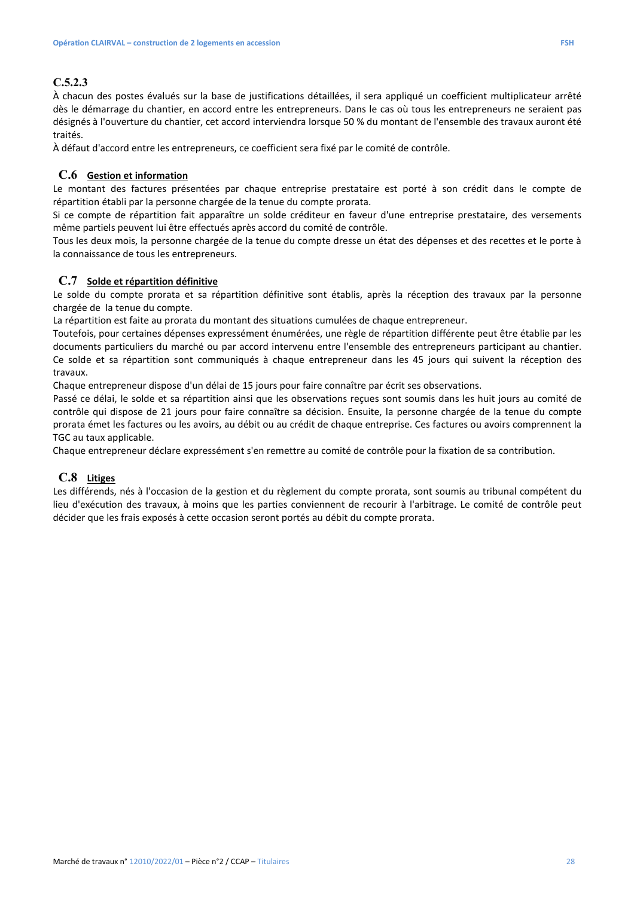### C.5.2.3

À chacun des postes évalués sur la base de justifications détaillées, il sera appliqué un coefficient multiplicateur arrêté dès le démarrage du chantier, en accord entre les entrepreneurs. Dans le cas où tous les entrepreneurs ne seraient pas désignés à l'ouverture du chantier, cet accord interviendra lorsque 50 % du montant de l'ensemble des travaux auront été traités.

À défaut d'accord entre les entrepreneurs, ce coefficient sera fixé par le comité de contrôle.

## C.6 Gestion et information

Le montant des factures présentées par chaque entreprise prestataire est porté à son crédit dans le compte de répartition établi par la personne chargée de la tenue du compte prorata.

Si ce compte de répartition fait apparaître un solde créditeur en faveur d'une entreprise prestataire, des versements même partiels peuvent lui être effectués après accord du comité de contrôle.

Tous les deux mois, la personne chargée de la tenue du compte dresse un état des dépenses et des recettes et le porte à la connaissance de tous les entrepreneurs.

## C.7 Solde et répartition définitive

Le solde du compte prorata et sa répartition définitive sont établis, après la réception des travaux par la personne chargée de la tenue du compte.

La répartition est faite au prorata du montant des situations cumulées de chaque entrepreneur.

Toutefois, pour certaines dépenses expressément énumérées, une règle de répartition différente peut être établie par les documents particuliers du marché ou par accord intervenu entre l'ensemble des entrepreneurs participant au chantier.

Ce solde et sa répartition sont communiqués à chaque entrepreneur dans les 45 jours qui suivent la réception des travaux.

Chaque entrepreneur dispose d'un délai de 15 jours pour faire connaître par écrit ses observations.

Passé ce délai, le solde et sa répartition ainsi que les observations reçues sont soumis dans les huit jours au comité de contrôle qui dispose de 21 jours pour faire connaître sa décision. Ensuite, la personne chargée de la tenue du compte prorata émet les factures ou les avoirs, au débit ou au crédit de chaque entreprise. Ces factures ou avoirs comprennent la TGC au taux applicable.

Chaque entrepreneur déclare expressément s'en remettre au comité de contrôle pour la fixation de sa contribution.

## C.8 Litiges

Les différends, nés à l'occasion de la gestion et du règlement du compte prorata, sont soumis au tribunal compétent du lieu d'exécution des travaux, à moins que les parties conviennent de recourir à l'arbitrage. Le comité de contrôle peut décider que les frais exposés à cette occasion seront portés au débit du compte prorata.